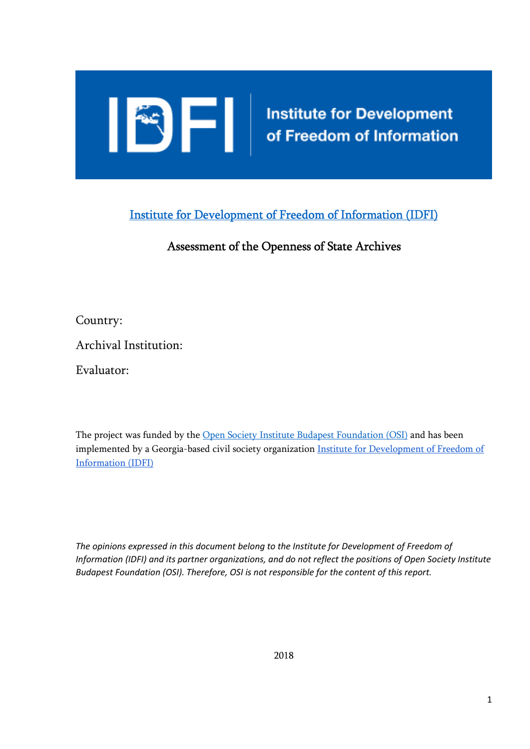Institute for Development of Freedom of Information

[Institute for Development of Freedom of Information (IDFI)]

# Assessment of the Openness of State Archives

Country:

Archival Institution:

Evaluator:

The project was funded by the [Open Society Institute Budapest Foundation (OSI)] and has been implemented by a Georgia-based civil society organization [Institute for Development of Freedom of Information (IDFI)]

*The opinions expressed in this document belong to the Institute for Development of Freedom of Information (IDFI) and its partner organizations, and do not reflect the positions of Open Society Institute Budapest Foundation (OSI). Therefore, OSI is not responsible for the content of this report.*

2018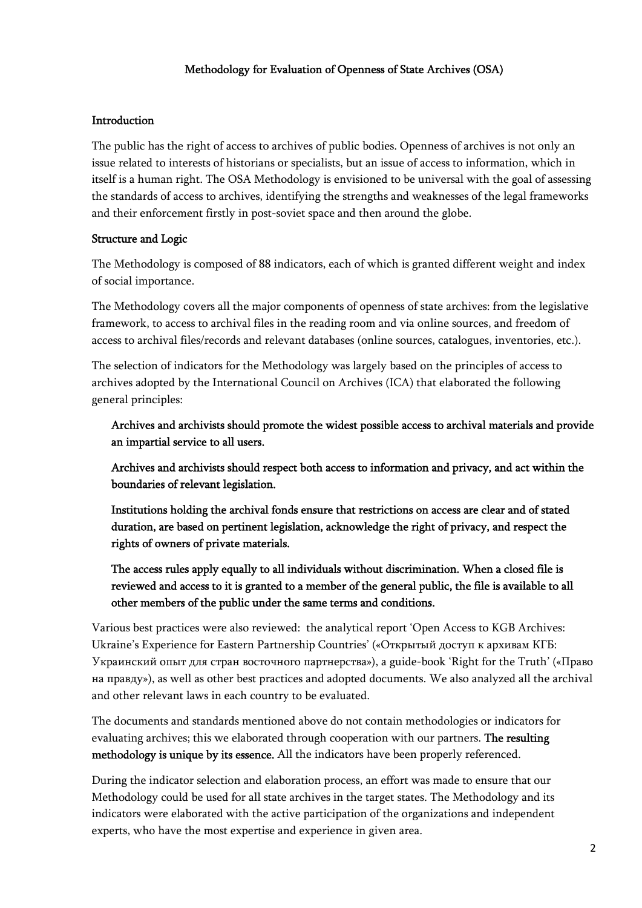## Methodology for Evaluation of Openness of State Archives (OSA)

### Introduction

The public has the right of access to archives of public bodies. Openness of archives is not only an issue related to interests of historians or specialists, but an issue of access to information, which in itself is a human right. The OSA Methodology is envisioned to be universal with the goal of assessing the standards of access to archives, identifying the strengths and weaknesses of the legal frameworks and their enforcement firstly in post-soviet space and then around the globe.

### Structure and Logic

The Methodology is composed of 88 indicators, each of which is granted different weight and index of social importance.

The Methodology covers all the major components of openness of state archives: from the legislative framework, to access to archival files in the reading room and via online sources, and freedom of access to archival files/records and relevant databases (online sources, catalogues, inventories, etc.).

The selection of indicators for the Methodology was largely based on the principles of access to archives adopted by the International Council on Archives (ICA) that elaborated the following general principles:

> Archives and archivists should promote the widest possible access to archival materials and provide an impartial service to all users.
>
> Archives and archivists should respect both access to information and privacy, and act within the boundaries of relevant legislation.
>
> Institutions holding the archival fonds ensure that restrictions on access are clear and of stated duration, are based on pertinent legislation, acknowledge the right of privacy, and respect the rights of owners of private materials.
>
> The access rules apply equally to all individuals without discrimination. When a closed file is reviewed and access to it is granted to a member of the general public, the file is available to all other members of the public under the same terms and conditions.

Various best practices were also reviewed: the analytical report 'Open Access to KGB Archives: Ukraine's Experience for Eastern Partnership Countries' («Открытый доступ к архивам КГБ: Украинский опыт для стран восточного партнерства»), a guide-book 'Right for the Truth' («Право на правду»), as well as other best practices and adopted documents. We also analyzed all the archival and other relevant laws in each country to be evaluated.

The documents and standards mentioned above do not contain methodologies or indicators for evaluating archives; this we elaborated through cooperation with our partners. **The resulting methodology is unique by its essence.** All the indicators have been properly referenced.

During the indicator selection and elaboration process, an effort was made to ensure that our Methodology could be used for all state archives in the target states. The Methodology and its indicators were elaborated with the active participation of the organizations and independent experts, who have the most expertise and experience in given area.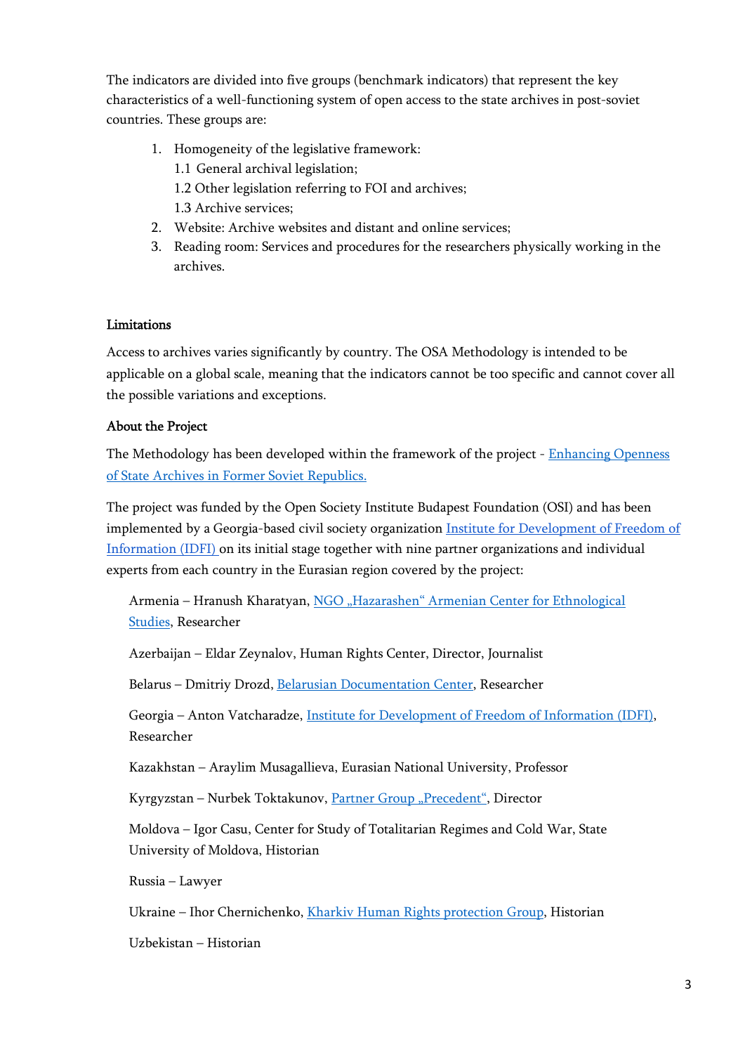The indicators are divided into five groups (benchmark indicators) that represent the key characteristics of a well-functioning system of open access to the state archives in post-soviet countries. These groups are:

1. Homogeneity of the legislative framework:
   1.1 General archival legislation;
   1.2 Other legislation referring to FOI and archives;
   1.3 Archive services;
2. Website: Archive websites and distant and online services;
3. Reading room: Services and procedures for the researchers physically working in the archives.

**Limitations**

Access to archives varies significantly by country. The OSA Methodology is intended to be applicable on a global scale, meaning that the indicators cannot be too specific and cannot cover all the possible variations and exceptions.

**About the Project**

The Methodology has been developed within the framework of the project - Enhancing Openness of State Archives in Former Soviet Republics.

The project was funded by the Open Society Institute Budapest Foundation (OSI) and has been implemented by a Georgia-based civil society organization Institute for Development of Freedom of Information (IDFI) on its initial stage together with nine partner organizations and individual experts from each country in the Eurasian region covered by the project:

Armenia – Hranush Kharatyan, NGO „Hazarashen" Armenian Center for Ethnological Studies, Researcher

Azerbaijan – Eldar Zeynalov, Human Rights Center, Director, Journalist

Belarus – Dmitriy Drozd, Belarusian Documentation Center, Researcher

Georgia – Anton Vatcharadze, Institute for Development of Freedom of Information (IDFI), Researcher

Kazakhstan – Araylim Musagallieva, Eurasian National University, Professor

Kyrgyzstan – Nurbek Toktakunov, Partner Group „Precedent", Director

Moldova – Igor Casu, Center for Study of Totalitarian Regimes and Cold War, State University of Moldova, Historian

Russia – Lawyer

Ukraine – Ihor Chernichenko, Kharkiv Human Rights protection Group, Historian

Uzbekistan – Historian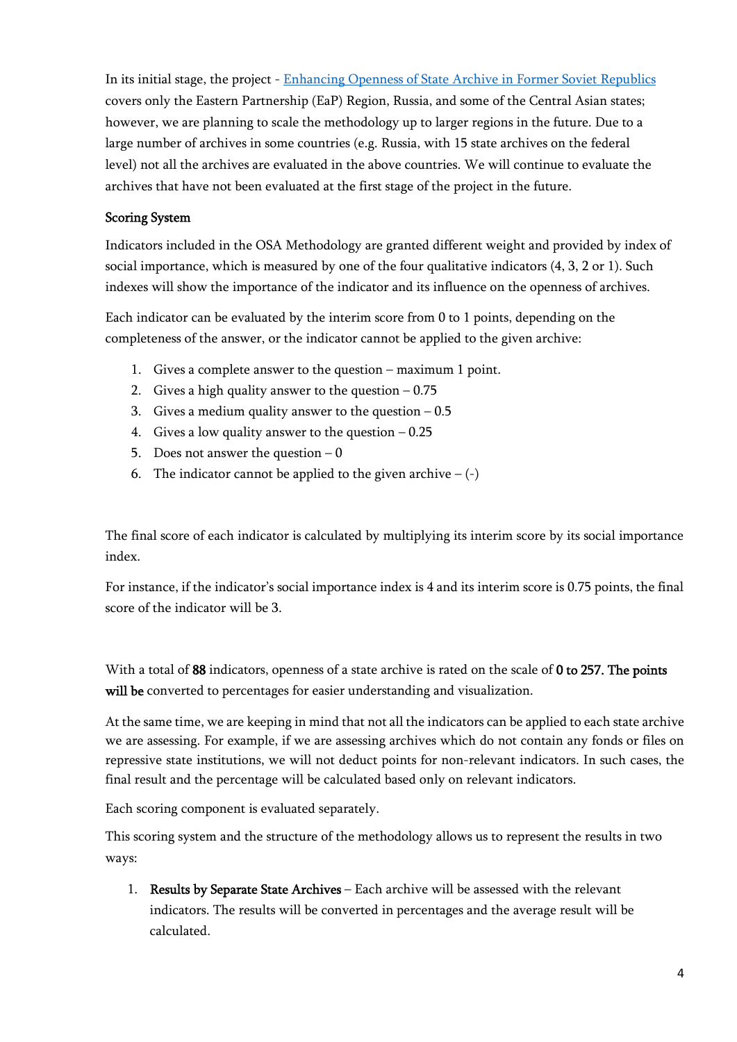In its initial stage, the project - [Enhancing Openness of State Archive in Former Soviet Republics](#) covers only the Eastern Partnership (EaP) Region, Russia, and some of the Central Asian states; however, we are planning to scale the methodology up to larger regions in the future. Due to a large number of archives in some countries (e.g. Russia, with 15 state archives on the federal level) not all the archives are evaluated in the above countries. We will continue to evaluate the archives that have not been evaluated at the first stage of the project in the future.

### Scoring System

Indicators included in the OSA Methodology are granted different weight and provided by index of social importance, which is measured by one of the four qualitative indicators (4, 3, 2 or 1). Such indexes will show the importance of the indicator and its influence on the openness of archives.

Each indicator can be evaluated by the interim score from 0 to 1 points, depending on the completeness of the answer, or the indicator cannot be applied to the given archive:

1. Gives a complete answer to the question – maximum 1 point.
2. Gives a high quality answer to the question – 0.75
3. Gives a medium quality answer to the question – 0.5
4. Gives a low quality answer to the question – 0.25
5. Does not answer the question – 0
6. The indicator cannot be applied to the given archive – (-)

The final score of each indicator is calculated by multiplying its interim score by its social importance index.

For instance, if the indicator's social importance index is 4 and its interim score is 0.75 points, the final score of the indicator will be 3.

With a total of **88** indicators, openness of a state archive is rated on the scale of **0 to 257. The points will be** converted to percentages for easier understanding and visualization.

At the same time, we are keeping in mind that not all the indicators can be applied to each state archive we are assessing. For example, if we are assessing archives which do not contain any fonds or files on repressive state institutions, we will not deduct points for non-relevant indicators. In such cases, the final result and the percentage will be calculated based only on relevant indicators.

Each scoring component is evaluated separately.

This scoring system and the structure of the methodology allows us to represent the results in two ways:

1. **Results by Separate State Archives** – Each archive will be assessed with the relevant indicators. The results will be converted in percentages and the average result will be calculated.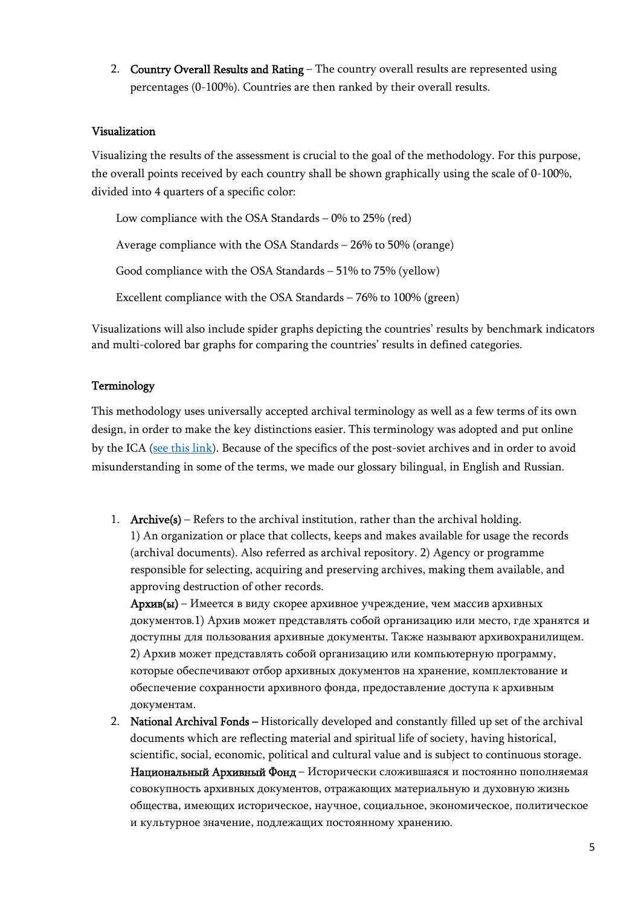2. **Country Overall Results and Rating** – The country overall results are represented using percentages (0-100%). Countries are then ranked by their overall results.

### Visualization

Visualizing the results of the assessment is crucial to the goal of the methodology. For this purpose, the overall points received by each country shall be shown graphically using the scale of 0-100%, divided into 4 quarters of a specific color:

Low compliance with the OSA Standards – 0% to 25% (red)

Average compliance with the OSA Standards – 26% to 50% (orange)

Good compliance with the OSA Standards – 51% to 75% (yellow)

Excellent compliance with the OSA Standards – 76% to 100% (green)

Visualizations will also include spider graphs depicting the countries' results by benchmark indicators and multi-colored bar graphs for comparing the countries' results in defined categories.

### Terminology

This methodology uses universally accepted archival terminology as well as a few terms of its own design, in order to make the key distinctions easier. This terminology was adopted and put online by the ICA (see this link). Because of the specifics of the post-soviet archives and in order to avoid misunderstanding in some of the terms, we made our glossary bilingual, in English and Russian.

1. **Archive(s)** – Refers to the archival institution, rather than the archival holding.
   1) An organization or place that collects, keeps and makes available for usage the records (archival documents). Also referred as archival repository. 2) Agency or programme responsible for selecting, acquiring and preserving archives, making them available, and approving destruction of other records.
   **Архив(ы)** – Имеется в виду скорее архивное учреждение, чем массив архивных документов.1) Архив может представлять собой организацию или место, где хранятся и доступны для пользования архивные документы. Также называют архивохранилищем. 2) Архив может представлять собой организацию или компьютерную программу, которые обеспечивают отбор архивных документов на хранение, комплектование и обеспечение сохранности архивного фонда, предоставление доступа к архивным документам.
2. **National Archival Fonds** – Historically developed and constantly filled up set of the archival documents which are reflecting material and spiritual life of society, having historical, scientific, social, economic, political and cultural value and is subject to continuous storage.
   **Национальный Архивный Фонд** – Исторически сложившаяся и постоянно пополняемая совокупность архивных документов, отражающих материальную и духовную жизнь общества, имеющих историческое, научное, социальное, экономическое, политическое и культурное значение, подлежащих постоянному хранению.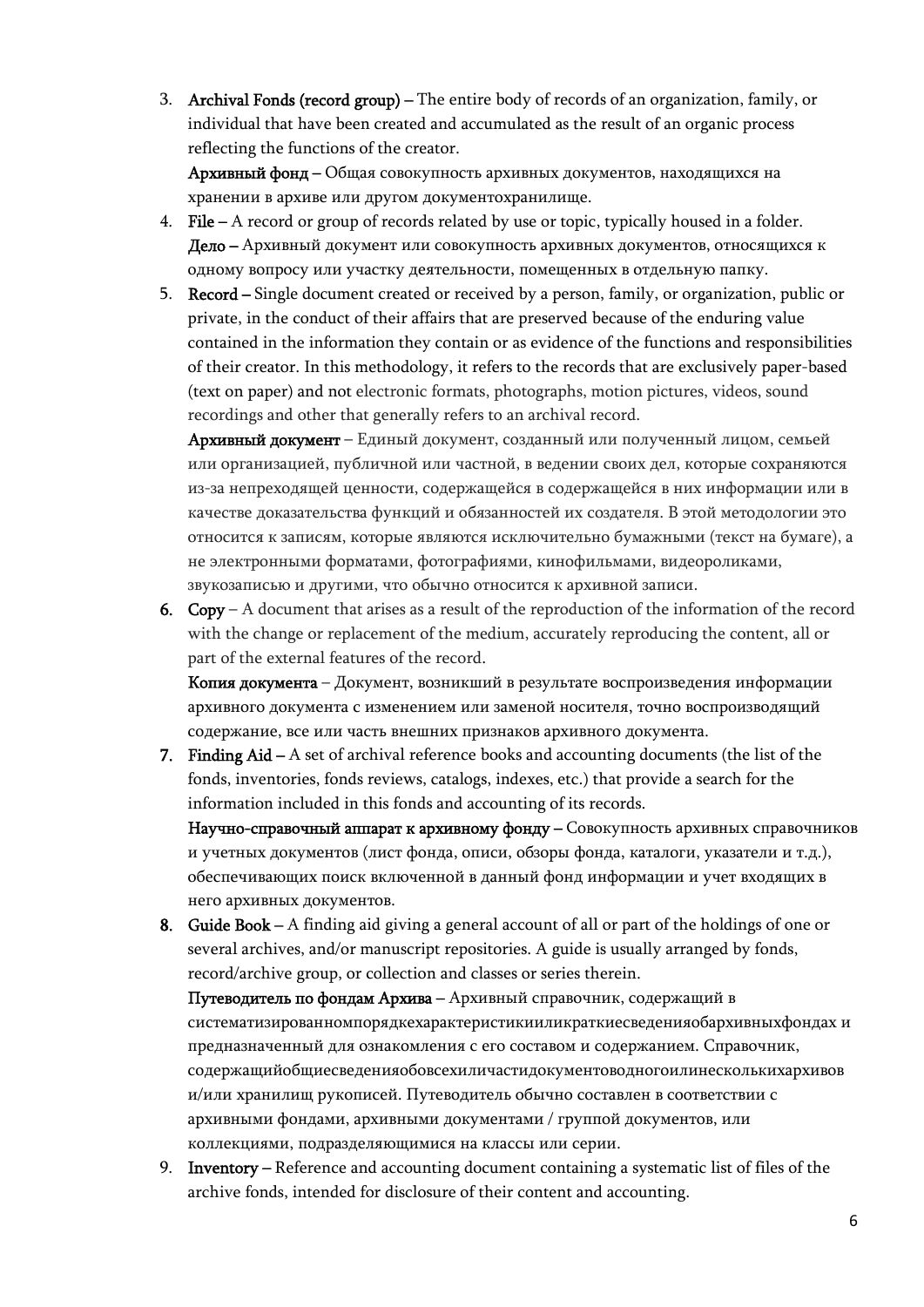3. **Archival Fonds (record group)** – The entire body of records of an organization, family, or individual that have been created and accumulated as the result of an organic process reflecting the functions of the creator.
   **Архивный фонд** – Общая совокупность архивных документов, находящихся на хранении в архиве или другом документохранилище.
4. **File** – A record or group of records related by use or topic, typically housed in a folder.
   **Дело** – Архивный документ или совокупность архивных документов, относящихся к одному вопросу или участку деятельности, помещенных в отдельную папку.
5. **Record** – Single document created or received by a person, family, or organization, public or private, in the conduct of their affairs that are preserved because of the enduring value contained in the information they contain or as evidence of the functions and responsibilities of their creator. In this methodology, it refers to the records that are exclusively paper-based (text on paper) and not electronic formats, photographs, motion pictures, videos, sound recordings and other that generally refers to an archival record.
   **Архивный документ** – Единый документ, созданный или полученный лицом, семьей или организацией, публичной или частной, в ведении своих дел, которые сохраняются из-за непреходящей ценности, содержащейся в содержащейся в них информации или в качестве доказательства функций и обязанностей их создателя. В этой методологии это относится к записям, которые являются исключительно бумажными (текст на бумаге), а не электронными форматами, фотографиями, кинофильмами, видеороликами, звукозаписью и другими, что обычно относится к архивной записи.
6. **Copy** – A document that arises as a result of the reproduction of the information of the record with the change or replacement of the medium, accurately reproducing the content, all or part of the external features of the record.
   **Копия документа** – Документ, возникший в результате воспроизведения информации архивного документа с изменением или заменой носителя, точно воспроизводящий содержание, все или часть внешних признаков архивного документа.
7. **Finding Aid** – A set of archival reference books and accounting documents (the list of the fonds, inventories, fonds reviews, catalogs, indexes, etc.) that provide a search for the information included in this fonds and accounting of its records.
   **Научно-справочный аппарат к архивному фонду** – Совокупность архивных справочников и учетных документов (лист фонда, описи, обзоры фонда, каталоги, указатели и т.д.), обеспечивающих поиск включенной в данный фонд информации и учет входящих в него архивных документов.
8. **Guide Book** – A finding aid giving a general account of all or part of the holdings of one or several archives, and/or manuscript repositories. A guide is usually arranged by fonds, record/archive group, or collection and classes or series therein.
   **Путеводитель по фондам Архива** – Архивный справочник, содержащий в систематизированномпорядкехарактеристикиилиĸраткиесведенияобархивныхфондах и предназначенный для ознакомления с его составом и содержанием. Справочник, содержащийобщиесведенияобовсехиличастидокументоводногоилинесколькихархивов и/или хранилищ рукописей. Путеводитель обычно составлен в соответствии с архивными фондами, архивными документами / группой документов, или коллекциями, подразделяющимися на классы или серии.
9. **Inventory** – Reference and accounting document containing a systematic list of files of the archive fonds, intended for disclosure of their content and accounting.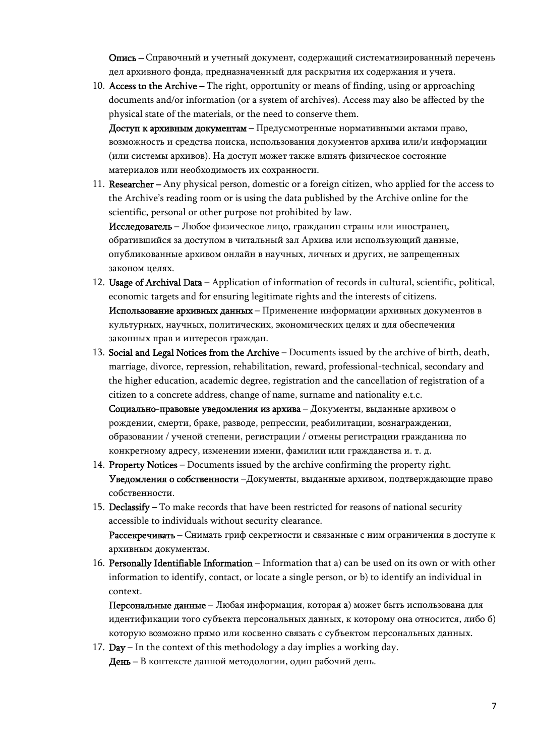**Опись –** Справочный и учетный документ, содержащий систематизированный перечень дел архивного фонда, предназначенный для раскрытия их содержания и учета.

10. **Access to the Archive –** The right, opportunity or means of finding, using or approaching documents and/or information (or a system of archives). Access may also be affected by the physical state of the materials, or the need to conserve them.

    **Доступ к архивным документам –** Предусмотренные нормативными актами право, возможность и средства поиска, использования документов архива или/и информации (или системы архивов). На доступ может также влиять физическое состояние материалов или необходимость их сохранности.

11. **Researcher –** Any physical person, domestic or a foreign citizen, who applied for the access to the Archive's reading room or is using the data published by the Archive online for the scientific, personal or other purpose not prohibited by law.

    **Исследователь** – Любое физическое лицо, гражданин страны или иностранец, обратившийся за доступом в читальный зал Архива или использующий данные, опубликованные архивом онлайн в научных, личных и других, не запрещенных законом целях.

12. **Usage of Archival Data** – Application of information of records in cultural, scientific, political, economic targets and for ensuring legitimate rights and the interests of citizens.

    **Использование архивных данных** – Применение информации архивных документов в культурных, научных, политических, экономических целях и для обеспечения законных прав и интересов граждан.

13. **Social and Legal Notices from the Archive** – Documents issued by the archive of birth, death, marriage, divorce, repression, rehabilitation, reward, professional-technical, secondary and the higher education, academic degree, registration and the cancellation of registration of a citizen to a concrete address, change of name, surname and nationality e.t.c.

    **Социально-правовые уведомления из архива** – Документы, выданные архивом о рождении, смерти, браке, разводе, репрессии, реабилитации, вознаграждении, образовании / ученой степени, регистрации / отмены регистрации гражданина по конкретному адресу, изменении имени, фамилии или гражданства и. т. д.

14. **Property Notices** – Documents issued by the archive confirming the property right.

    **Уведомления о собственности** –Документы, выданные архивом, подтверждающие право собственности.

15. **Declassify –** To make records that have been restricted for reasons of national security accessible to individuals without security clearance.

    **Рассекречивать –** Снимать гриф секретности и связанные с ним ограничения в доступе к архивным документам.

16. **Personally Identifiable Information** – Information that a) can be used on its own or with other information to identify, contact, or locate a single person, or b) to identify an individual in context.

    **Персональные данные** – Любая информация, которая а) может быть использована для идентификации того субъекта персональных данных, к которому она относится, либо б) которую возможно прямо или косвенно связать с субъектом персональных данных.

17. **Day** – In the context of this methodology a day implies a working day.

    **День –** В контексте данной методологии, один рабочий день.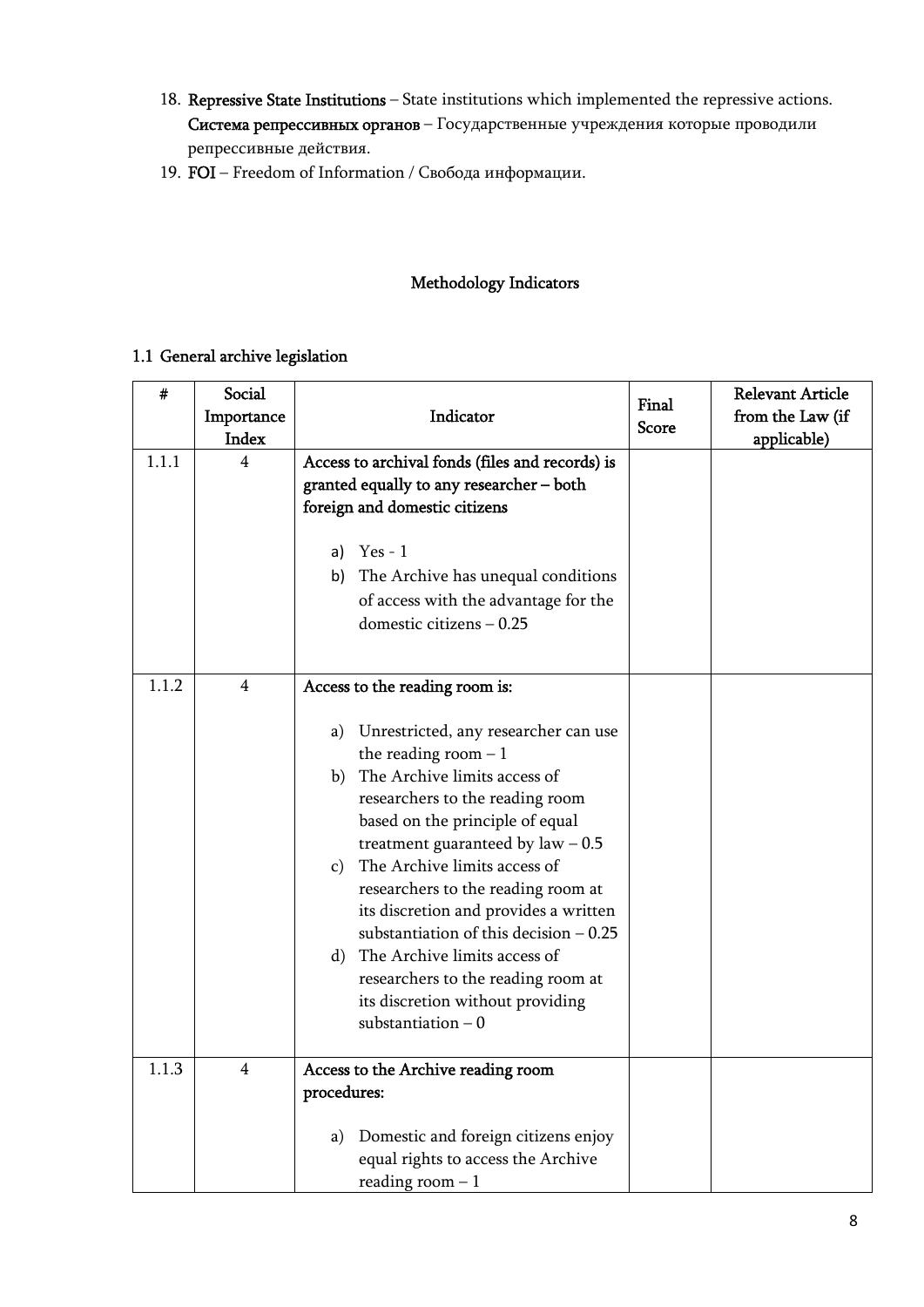18. **Repressive State Institutions** – State institutions which implemented the repressive actions. **Система репрессивных органов** – Государственные учреждения которые проводили репрессивные действия.
19. **FOI** – Freedom of Information / Свобода информации.

## Methodology Indicators

### 1.1 General archive legislation

| # | Social Importance Index | Indicator | Final Score | Relevant Article from the Law (if applicable) |
|---|---|---|---|---|
| 1.1.1 | 4 | **Access to archival fonds (files and records) is granted equally to any researcher – both foreign and domestic citizens**<br><br>a) Yes - 1<br>b) The Archive has unequal conditions of access with the advantage for the domestic citizens – 0.25 | | |
| 1.1.2 | 4 | **Access to the reading room is:**<br><br>a) Unrestricted, any researcher can use the reading room – 1<br>b) The Archive limits access of researchers to the reading room based on the principle of equal treatment guaranteed by law – 0.5<br>c) The Archive limits access of researchers to the reading room at its discretion and provides a written substantiation of this decision – 0.25<br>d) The Archive limits access of researchers to the reading room at its discretion without providing substantiation – 0 | | |
| 1.1.3 | 4 | **Access to the Archive reading room procedures:**<br><br>a) Domestic and foreign citizens enjoy equal rights to access the Archive reading room – 1 | | |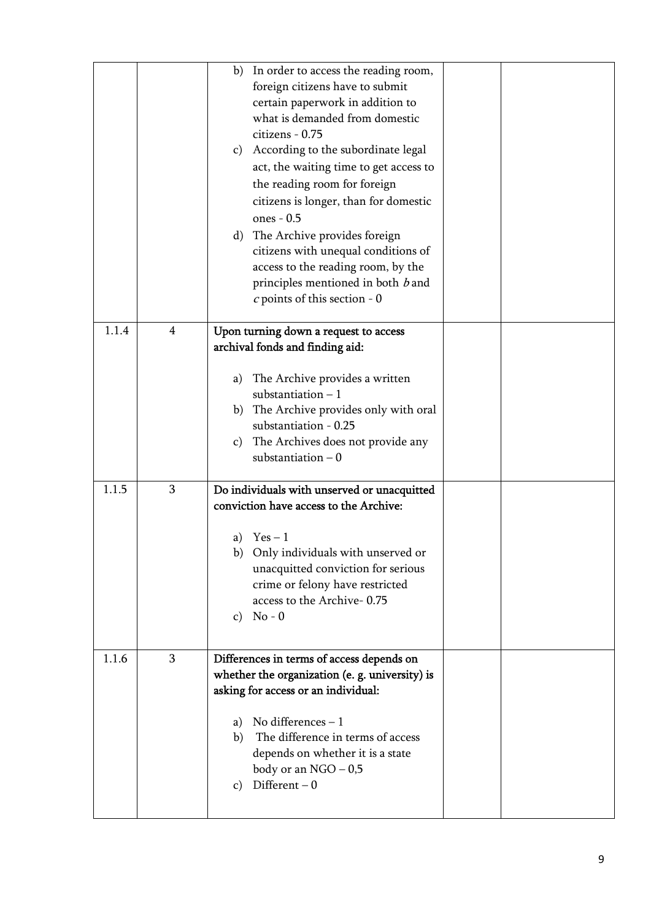| | | | | |
|---|---|---|---|---|
| | | b) In order to access the reading room, foreign citizens have to submit certain paperwork in addition to what is demanded from domestic citizens - 0.75<br>c) According to the subordinate legal act, the waiting time to get access to the reading room for foreign citizens is longer, than for domestic ones - 0.5<br>d) The Archive provides foreign citizens with unequal conditions of access to the reading room, by the principles mentioned in both *b* and *c* points of this section - 0 | | |
| 1.1.4 | 4 | Upon turning down a request to access archival fonds and finding aid:<br><br>a) The Archive provides a written substantiation – 1<br>b) The Archive provides only with oral substantiation - 0.25<br>c) The Archives does not provide any substantiation – 0 | | |
| 1.1.5 | 3 | Do individuals with unserved or unacquitted conviction have access to the Archive:<br><br>a) Yes – 1<br>b) Only individuals with unserved or unacquitted conviction for serious crime or felony have restricted access to the Archive- 0.75<br>c) No - 0 | | |
| 1.1.6 | 3 | Differences in terms of access depends on whether the organization (e. g. university) is asking for access or an individual:<br><br>a) No differences – 1<br>b) The difference in terms of access depends on whether it is a state body or an NGO – 0,5<br>c) Different – 0 | | |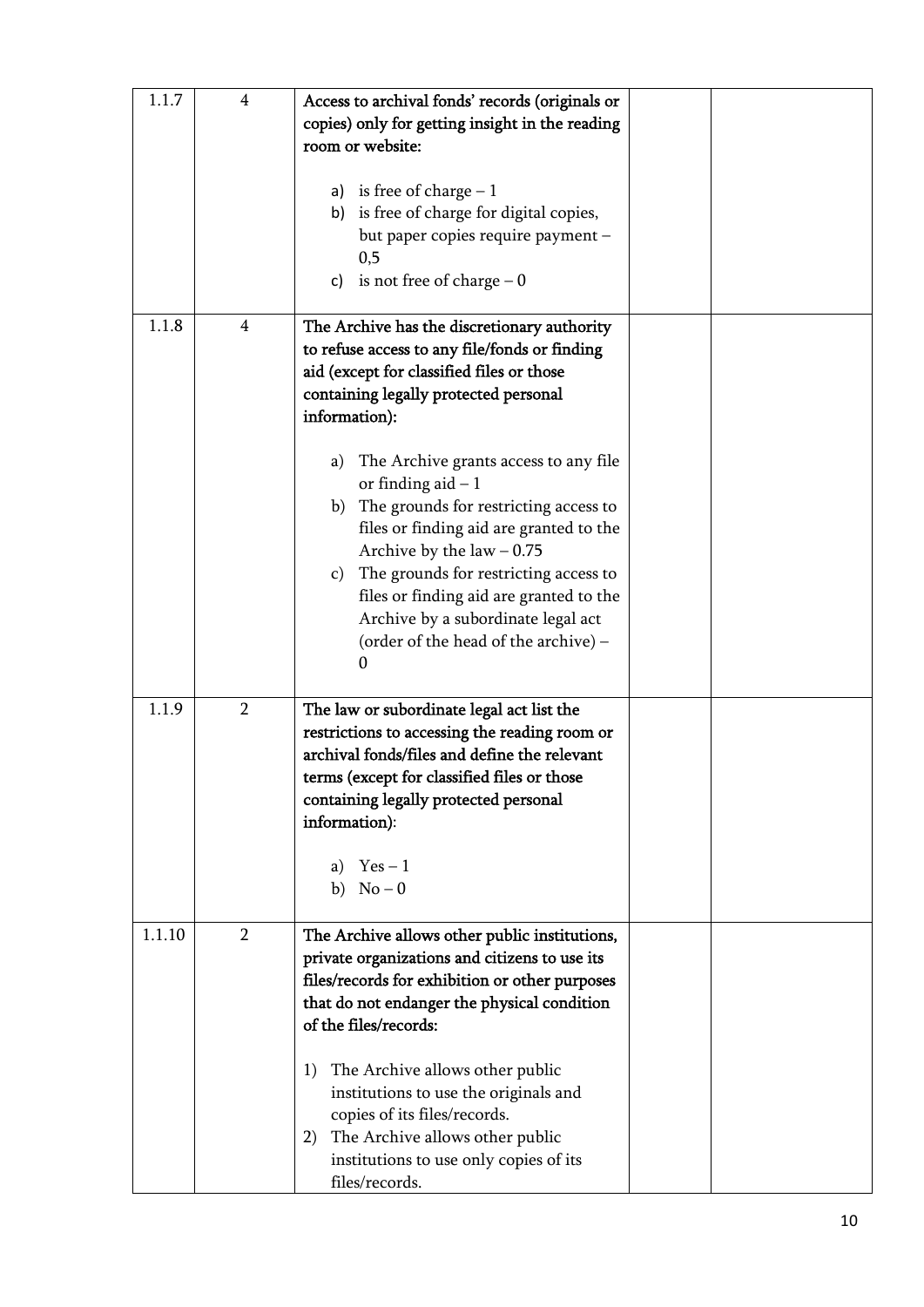| | | | | |
|---|---|---|---|---|
| 1.1.7 | 4 | Access to archival fonds' records (originals or copies) only for getting insight in the reading room or website:<br><br>a) is free of charge – 1<br>b) is free of charge for digital copies, but paper copies require payment – 0,5<br>c) is not free of charge – 0 | | |
| 1.1.8 | 4 | The Archive has the discretionary authority to refuse access to any file/fonds or finding aid (except for classified files or those containing legally protected personal information):<br><br>a) The Archive grants access to any file or finding aid – 1<br>b) The grounds for restricting access to files or finding aid are granted to the Archive by the law – 0.75<br>c) The grounds for restricting access to files or finding aid are granted to the Archive by a subordinate legal act (order of the head of the archive) – 0 | | |
| 1.1.9 | 2 | The law or subordinate legal act list the restrictions to accessing the reading room or archival fonds/files and define the relevant terms (except for classified files or those containing legally protected personal information):<br><br>a) Yes – 1<br>b) No – 0 | | |
| 1.1.10 | 2 | The Archive allows other public institutions, private organizations and citizens to use its files/records for exhibition or other purposes that do not endanger the physical condition of the files/records:<br><br>1) The Archive allows other public institutions to use the originals and copies of its files/records.<br>2) The Archive allows other public institutions to use only copies of its files/records. | | |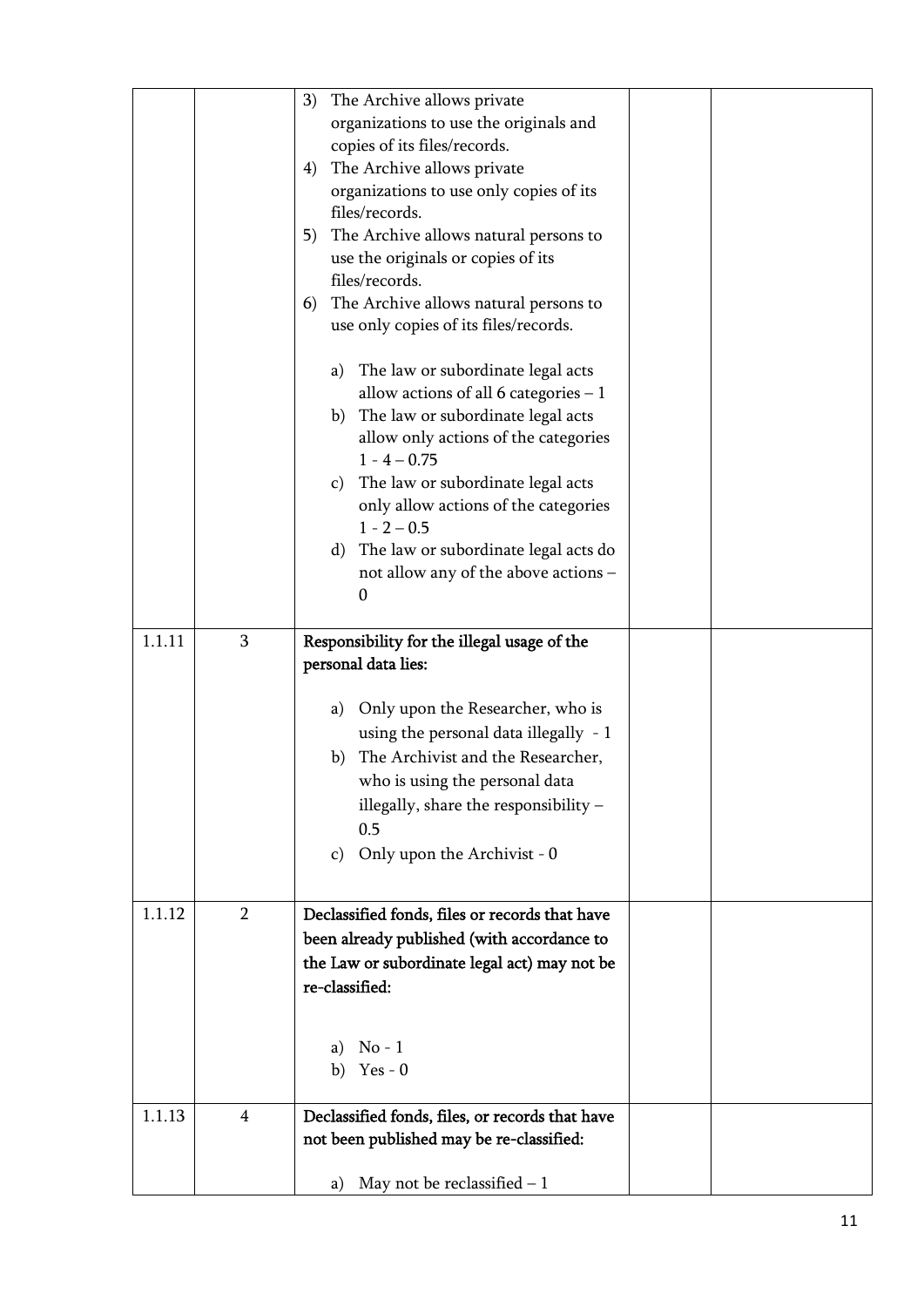| | | | | |
|---|---|---|---|---|
| | | 3) The Archive allows private organizations to use the originals and copies of its files/records.<br>4) The Archive allows private organizations to use only copies of its files/records.<br>5) The Archive allows natural persons to use the originals or copies of its files/records.<br>6) The Archive allows natural persons to use only copies of its files/records.<br><br>a) The law or subordinate legal acts allow actions of all 6 categories – 1<br>b) The law or subordinate legal acts allow only actions of the categories 1 - 4 – 0.75<br>c) The law or subordinate legal acts only allow actions of the categories 1 - 2 – 0.5<br>d) The law or subordinate legal acts do not allow any of the above actions – 0 | | |
| 1.1.11 | 3 | **Responsibility for the illegal usage of the personal data lies:**<br><br>a) Only upon the Researcher, who is using the personal data illegally - 1<br>b) The Archivist and the Researcher, who is using the personal data illegally, share the responsibility – 0.5<br>c) Only upon the Archivist - 0 | | |
| 1.1.12 | 2 | **Declassified fonds, files or records that have been already published (with accordance to the Law or subordinate legal act) may not be re-classified:**<br><br>a) No - 1<br>b) Yes - 0 | | |
| 1.1.13 | 4 | **Declassified fonds, files, or records that have not been published may be re-classified:**<br><br>a) May not be reclassified – 1 | | |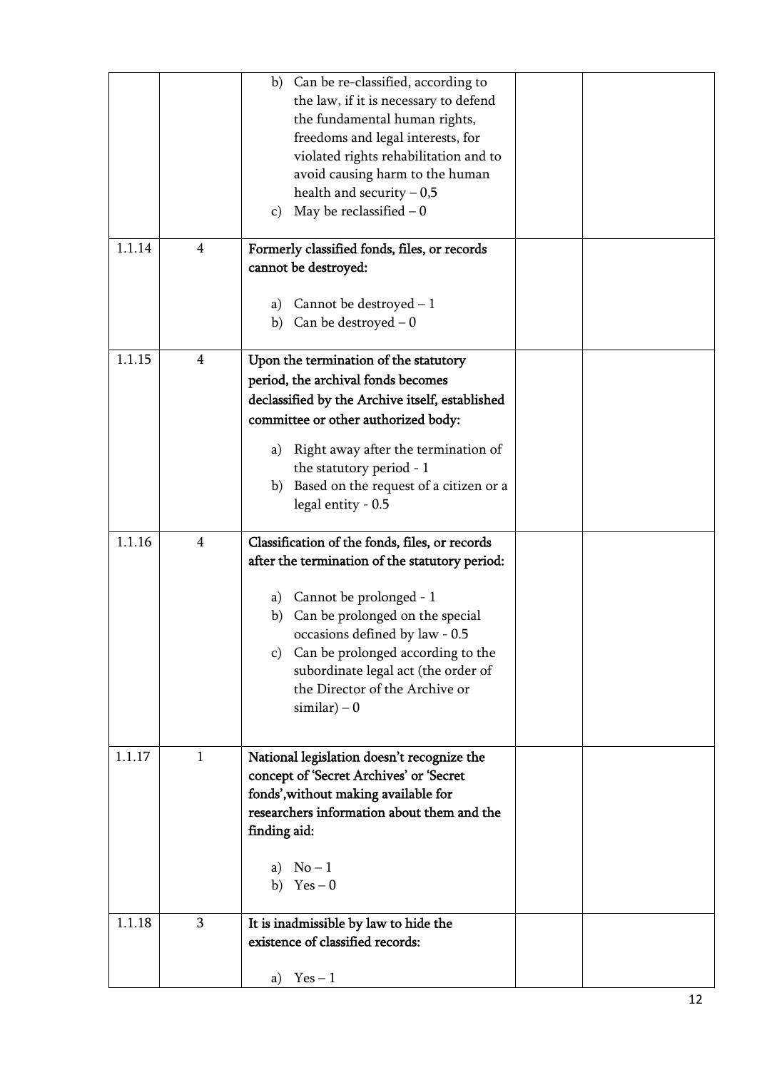|  |  |  |  |  |
|---|---|---|---|---|
|  |  | b) Can be re-classified, according to the law, if it is necessary to defend the fundamental human rights, freedoms and legal interests, for violated rights rehabilitation and to avoid causing harm to the human health and security – 0,5<br>c) May be reclassified – 0 |  |  |
| 1.1.14 | 4 | **Formerly classified fonds, files, or records cannot be destroyed:**<br><br>a) Cannot be destroyed – 1<br>b) Can be destroyed – 0 |  |  |
| 1.1.15 | 4 | **Upon the termination of the statutory period, the archival fonds becomes declassified by the Archive itself, established committee or other authorized body:**<br><br>a) Right away after the termination of the statutory period - 1<br>b) Based on the request of a citizen or a legal entity - 0.5 |  |  |
| 1.1.16 | 4 | **Classification of the fonds, files, or records after the termination of the statutory period:**<br><br>a) Cannot be prolonged - 1<br>b) Can be prolonged on the special occasions defined by law - 0.5<br>c) Can be prolonged according to the subordinate legal act (the order of the Director of the Archive or similar) – 0 |  |  |
| 1.1.17 | 1 | **National legislation doesn't recognize the concept of 'Secret Archives' or 'Secret fonds', without making available for researchers information about them and the finding aid:**<br><br>a) No – 1<br>b) Yes – 0 |  |  |
| 1.1.18 | 3 | **It is inadmissible by law to hide the existence of classified records:**<br><br>a) Yes – 1 |  |  |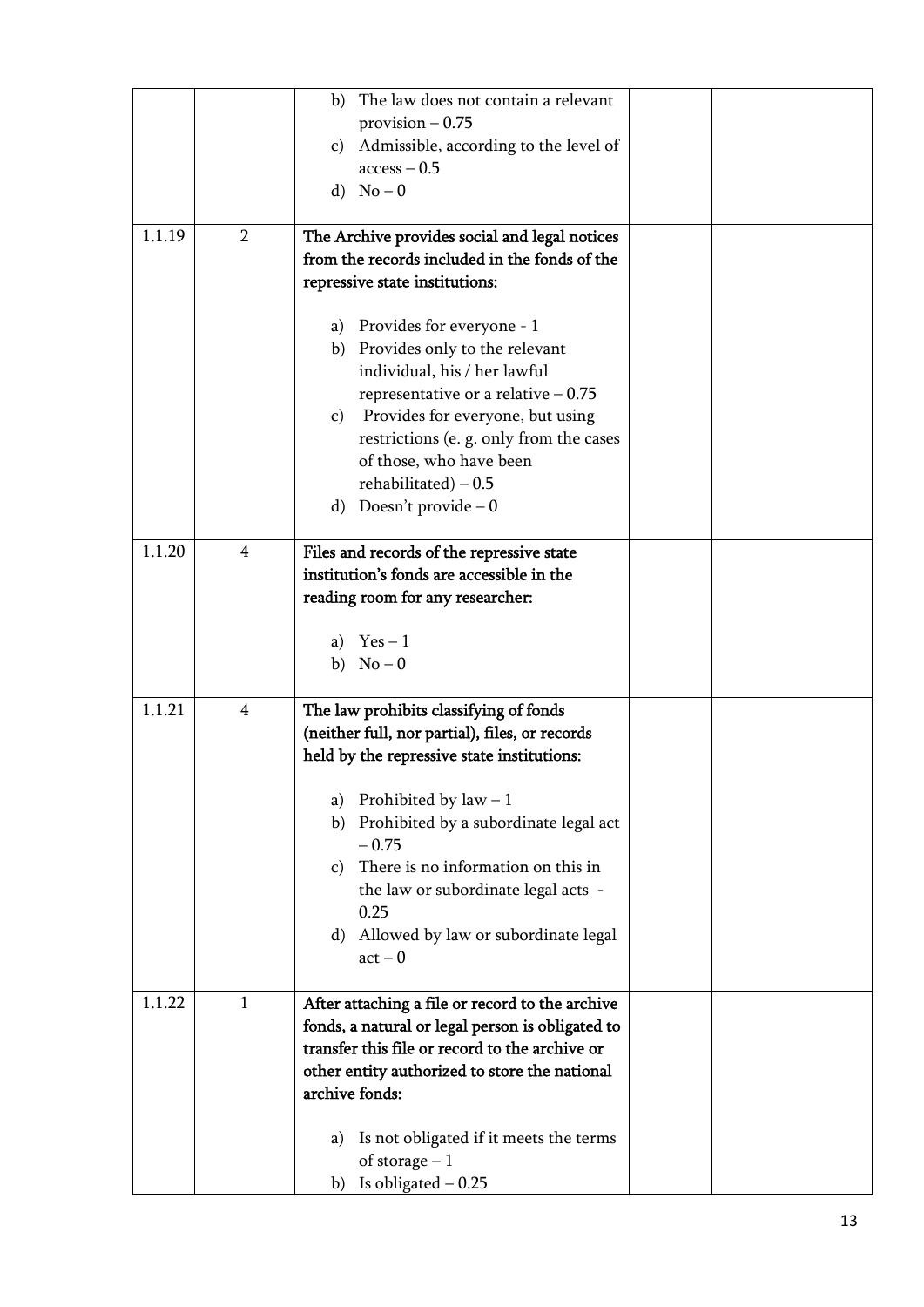| | | | | |
|---|---|---|---|---|
| | | b) The law does not contain a relevant provision – 0.75<br>c) Admissible, according to the level of access – 0.5<br>d) No – 0 | | |
| 1.1.19 | 2 | **The Archive provides social and legal notices from the records included in the fonds of the repressive state institutions:**<br><br>a) Provides for everyone - 1<br>b) Provides only to the relevant individual, his / her lawful representative or a relative – 0.75<br>c) Provides for everyone, but using restrictions (e. g. only from the cases of those, who have been rehabilitated) – 0.5<br>d) Doesn't provide – 0 | | |
| 1.1.20 | 4 | **Files and records of the repressive state institution's fonds are accessible in the reading room for any researcher:**<br><br>a) Yes – 1<br>b) No – 0 | | |
| 1.1.21 | 4 | **The law prohibits classifying of fonds (neither full, nor partial), files, or records held by the repressive state institutions:**<br><br>a) Prohibited by law – 1<br>b) Prohibited by a subordinate legal act – 0.75<br>c) There is no information on this in the law or subordinate legal acts - 0.25<br>d) Allowed by law or subordinate legal act – 0 | | |
| 1.1.22 | 1 | **After attaching a file or record to the archive fonds, a natural or legal person is obligated to transfer this file or record to the archive or other entity authorized to store the national archive fonds:**<br><br>a) Is not obligated if it meets the terms of storage – 1<br>b) Is obligated – 0.25 | | |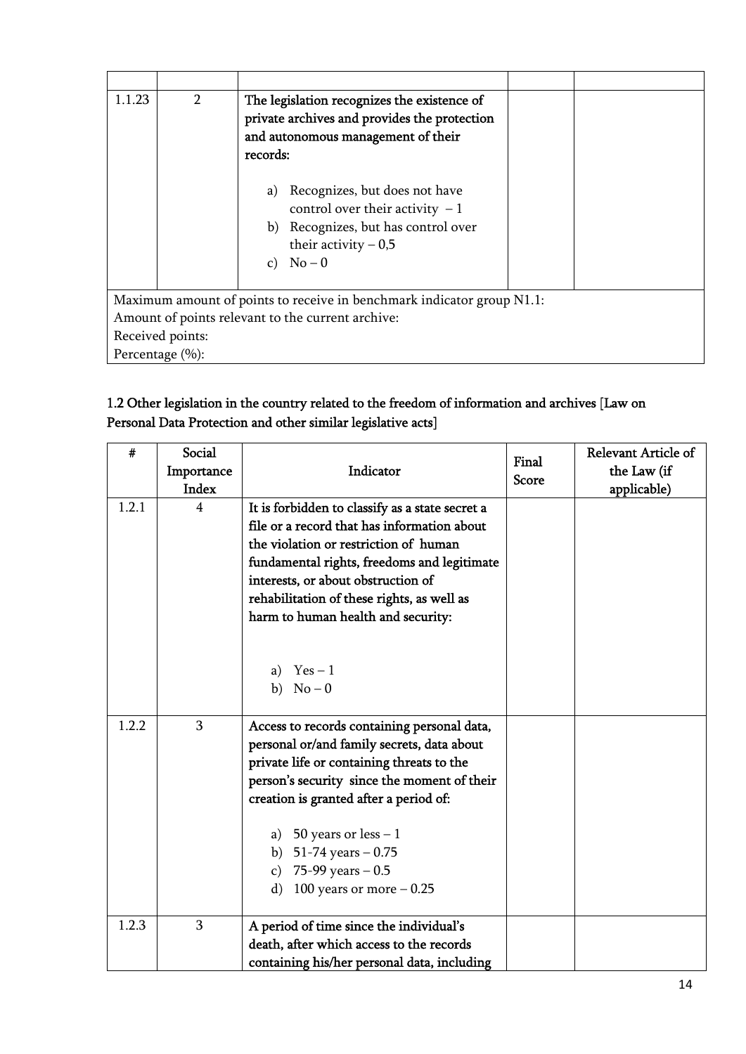| | | | | |
|---|---|---|---|---|
| 1.1.23 | 2 | **The legislation recognizes the existence of private archives and provides the protection and autonomous management of their records:**<br><br>a) Recognizes, but does not have control over their activity – 1<br>b) Recognizes, but has control over their activity – 0,5<br>c) No – 0 | | |
| Maximum amount of points to receive in benchmark indicator group N1.1:<br>Amount of points relevant to the current archive:<br>Received points:<br>Percentage (%): | | | | |

### 1.2 Other legislation in the country related to the freedom of information and archives [Law on Personal Data Protection and other similar legislative acts]

| # | Social Importance Index | Indicator | Final Score | Relevant Article of the Law (if applicable) |
|---|---|---|---|---|
| 1.2.1 | 4 | **It is forbidden to classify as a state secret a file or a record that has information about the violation or restriction of human fundamental rights, freedoms and legitimate interests, or about obstruction of rehabilitation of these rights, as well as harm to human health and security:**<br><br>a) Yes – 1<br>b) No – 0 | | |
| 1.2.2 | 3 | **Access to records containing personal data, personal or/and family secrets, data about private life or containing threats to the person's security since the moment of their creation is granted after a period of:**<br><br>a) 50 years or less – 1<br>b) 51-74 years – 0.75<br>c) 75-99 years – 0.5<br>d) 100 years or more – 0.25 | | |
| 1.2.3 | 3 | **A period of time since the individual's death, after which access to the records containing his/her personal data, including** | | |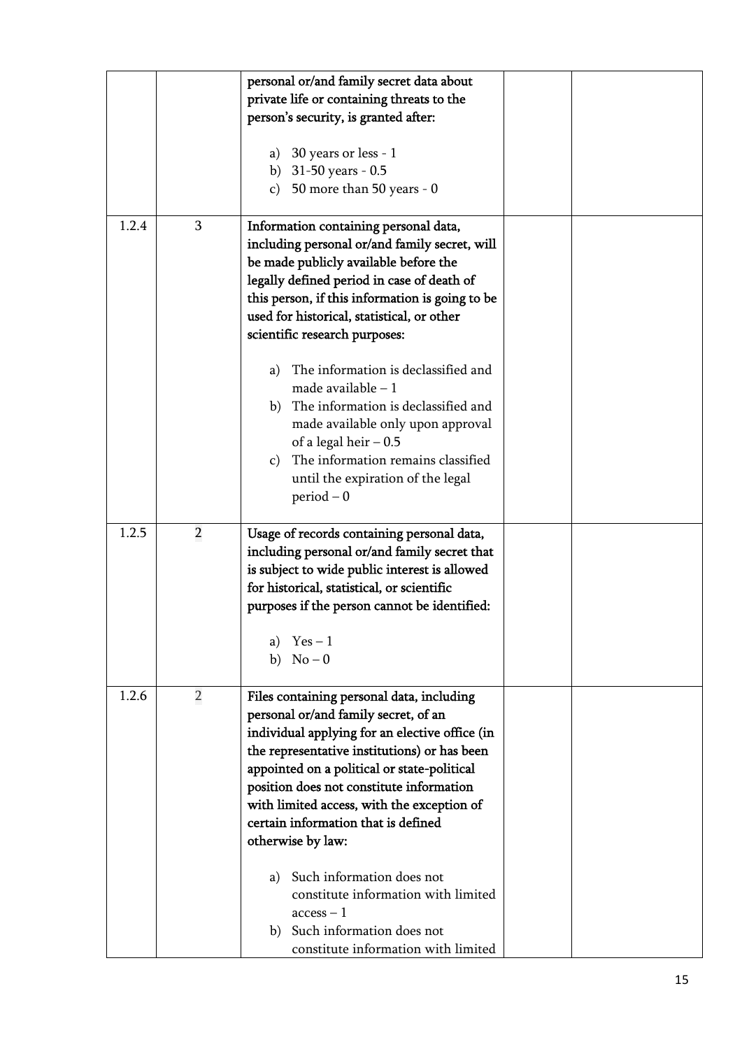| | | | | |
|---|---|---|---|---|
| | | **personal or/and family secret data about private life or containing threats to the person's security, is granted after:**<br><br>a) 30 years or less - 1<br>b) 31-50 years - 0.5<br>c) 50 more than 50 years - 0 | | |
| 1.2.4 | 3 | **Information containing personal data, including personal or/and family secret, will be made publicly available before the legally defined period in case of death of this person, if this information is going to be used for historical, statistical, or other scientific research purposes:**<br><br>a) The information is declassified and made available – 1<br>b) The information is declassified and made available only upon approval of a legal heir – 0.5<br>c) The information remains classified until the expiration of the legal period – 0 | | |
| 1.2.5 | 2 | **Usage of records containing personal data, including personal or/and family secret that is subject to wide public interest is allowed for historical, statistical, or scientific purposes if the person cannot be identified:**<br><br>a) Yes – 1<br>b) No – 0 | | |
| 1.2.6 | 2 | **Files containing personal data, including personal or/and family secret, of an individual applying for an elective office (in the representative institutions) or has been appointed on a political or state-political position does not constitute information with limited access, with the exception of certain information that is defined otherwise by law:**<br><br>a) Such information does not constitute information with limited access – 1<br>b) Such information does not constitute information with limited | | |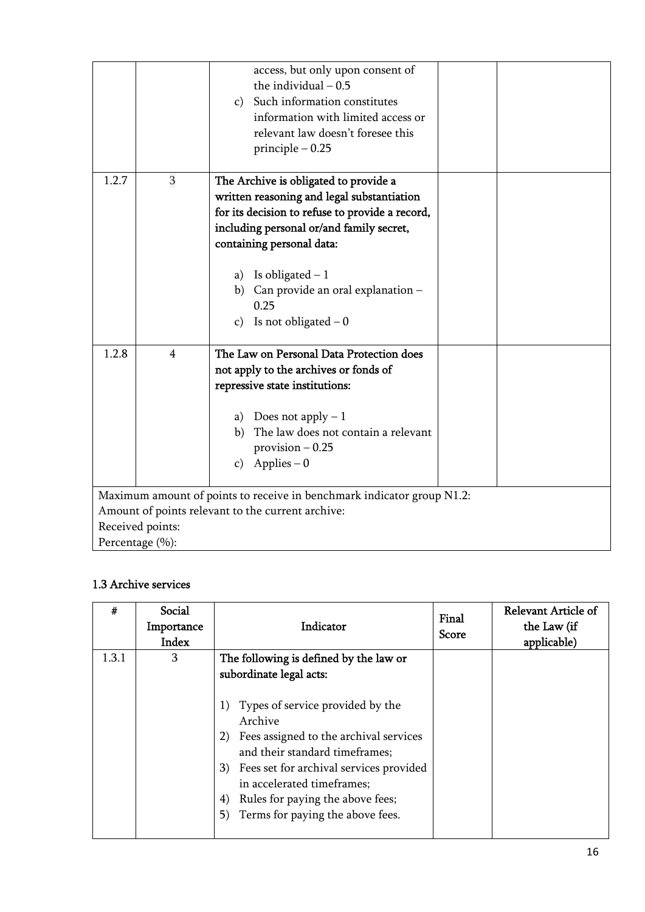| | | | | |
|---|---|---|---|---|
| | | access, but only upon consent of the individual – 0.5<br>c) Such information constitutes information with limited access or relevant law doesn't foresee this principle – 0.25 | | |
| 1.2.7 | 3 | **The Archive is obligated to provide a written reasoning and legal substantiation for its decision to refuse to provide a record, including personal or/and family secret, containing personal data:**<br><br>a) Is obligated – 1<br>b) Can provide an oral explanation – 0.25<br>c) Is not obligated – 0 | | |
| 1.2.8 | 4 | **The Law on Personal Data Protection does not apply to the archives or fonds of repressive state institutions:**<br><br>a) Does not apply – 1<br>b) The law does not contain a relevant provision – 0.25<br>c) Applies – 0 | | |
| Maximum amount of points to receive in benchmark indicator group N1.2:<br>Amount of points relevant to the current archive:<br>Received points:<br>Percentage (%): | | | | |

### 1.3 Archive services

| # | Social Importance Index | Indicator | Final Score | Relevant Article of the Law (if applicable) |
|---|---|---|---|---|
| 1.3.1 | 3 | **The following is defined by the law or subordinate legal acts:**<br><br>1) Types of service provided by the Archive<br>2) Fees assigned to the archival services and their standard timeframes;<br>3) Fees set for archival services provided in accelerated timeframes;<br>4) Rules for paying the above fees;<br>5) Terms for paying the above fees. | | |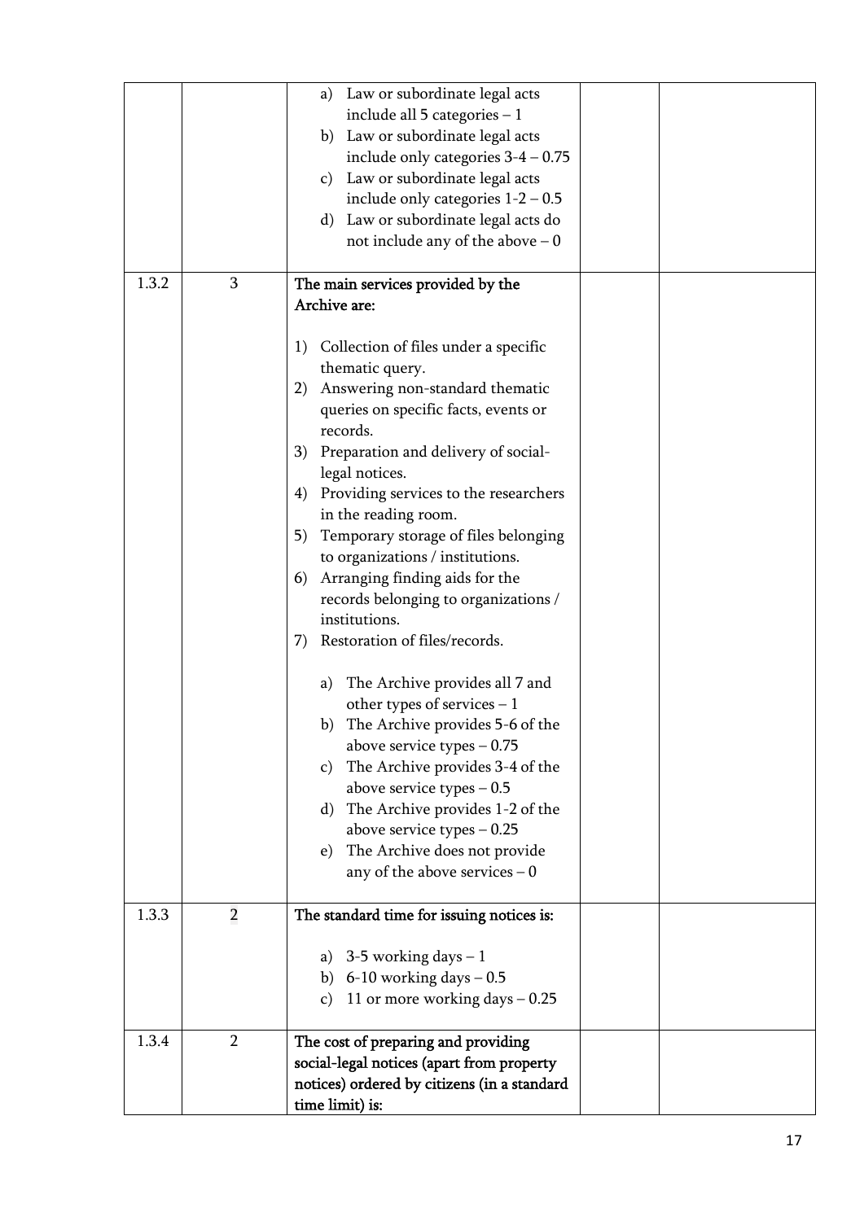|  |  |  |  |  |
|---|---|---|---|---|
|  |  | a) Law or subordinate legal acts include all 5 categories – 1<br>b) Law or subordinate legal acts include only categories 3-4 – 0.75<br>c) Law or subordinate legal acts include only categories 1-2 – 0.5<br>d) Law or subordinate legal acts do not include any of the above – 0 |  |  |
| 1.3.2 | 3 | **The main services provided by the Archive are:**<br><br>1) Collection of files under a specific thematic query.<br>2) Answering non-standard thematic queries on specific facts, events or records.<br>3) Preparation and delivery of social-legal notices.<br>4) Providing services to the researchers in the reading room.<br>5) Temporary storage of files belonging to organizations / institutions.<br>6) Arranging finding aids for the records belonging to organizations / institutions.<br>7) Restoration of files/records.<br><br>a) The Archive provides all 7 and other types of services – 1<br>b) The Archive provides 5-6 of the above service types – 0.75<br>c) The Archive provides 3-4 of the above service types – 0.5<br>d) The Archive provides 1-2 of the above service types – 0.25<br>e) The Archive does not provide any of the above services – 0 |  |  |
| 1.3.3 | 2 | **The standard time for issuing notices is:**<br><br>a) 3-5 working days – 1<br>b) 6-10 working days – 0.5<br>c) 11 or more working days – 0.25 |  |  |
| 1.3.4 | 2 | **The cost of preparing and providing social-legal notices (apart from property notices) ordered by citizens (in a standard time limit) is:** |  |  |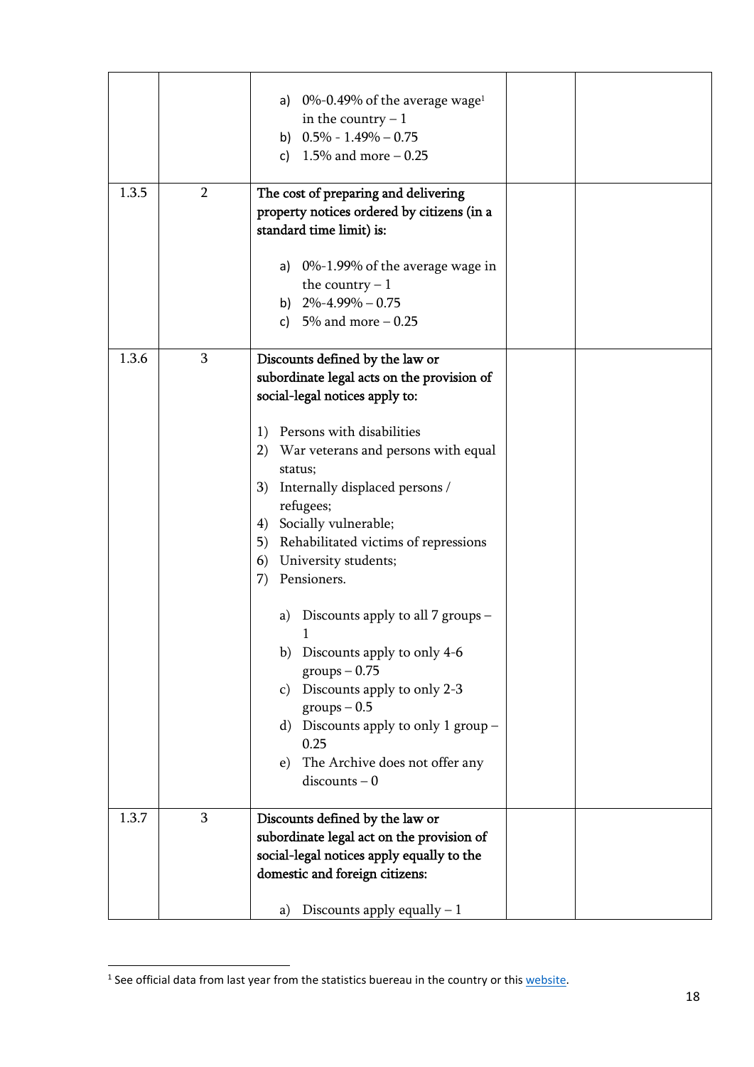| | | | | |
|---|---|---|---|---|
| | | a) 0%-0.49% of the average wage[1] in the country – 1<br>b) 0.5% - 1.49% – 0.75<br>c) 1.5% and more – 0.25 | | |
| 1.3.5 | 2 | **The cost of preparing and delivering property notices ordered by citizens (in a standard time limit) is:**<br><br>a) 0%-1.99% of the average wage in the country – 1<br>b) 2%-4.99% – 0.75<br>c) 5% and more – 0.25 | | |
| 1.3.6 | 3 | **Discounts defined by the law or subordinate legal acts on the provision of social-legal notices apply to:**<br><br>1) Persons with disabilities<br>2) War veterans and persons with equal status;<br>3) Internally displaced persons / refugees;<br>4) Socially vulnerable;<br>5) Rehabilitated victims of repressions<br>6) University students;<br>7) Pensioners.<br><br>a) Discounts apply to all 7 groups – 1<br>b) Discounts apply to only 4-6 groups – 0.75<br>c) Discounts apply to only 2-3 groups – 0.5<br>d) Discounts apply to only 1 group – 0.25<br>e) The Archive does not offer any discounts – 0 | | |
| 1.3.7 | 3 | **Discounts defined by the law or subordinate legal act on the provision of social-legal notices apply equally to the domestic and foreign citizens:**<br><br>a) Discounts apply equally – 1 | | |

[1] See official data from last year from the statistics buereau in the country or this website.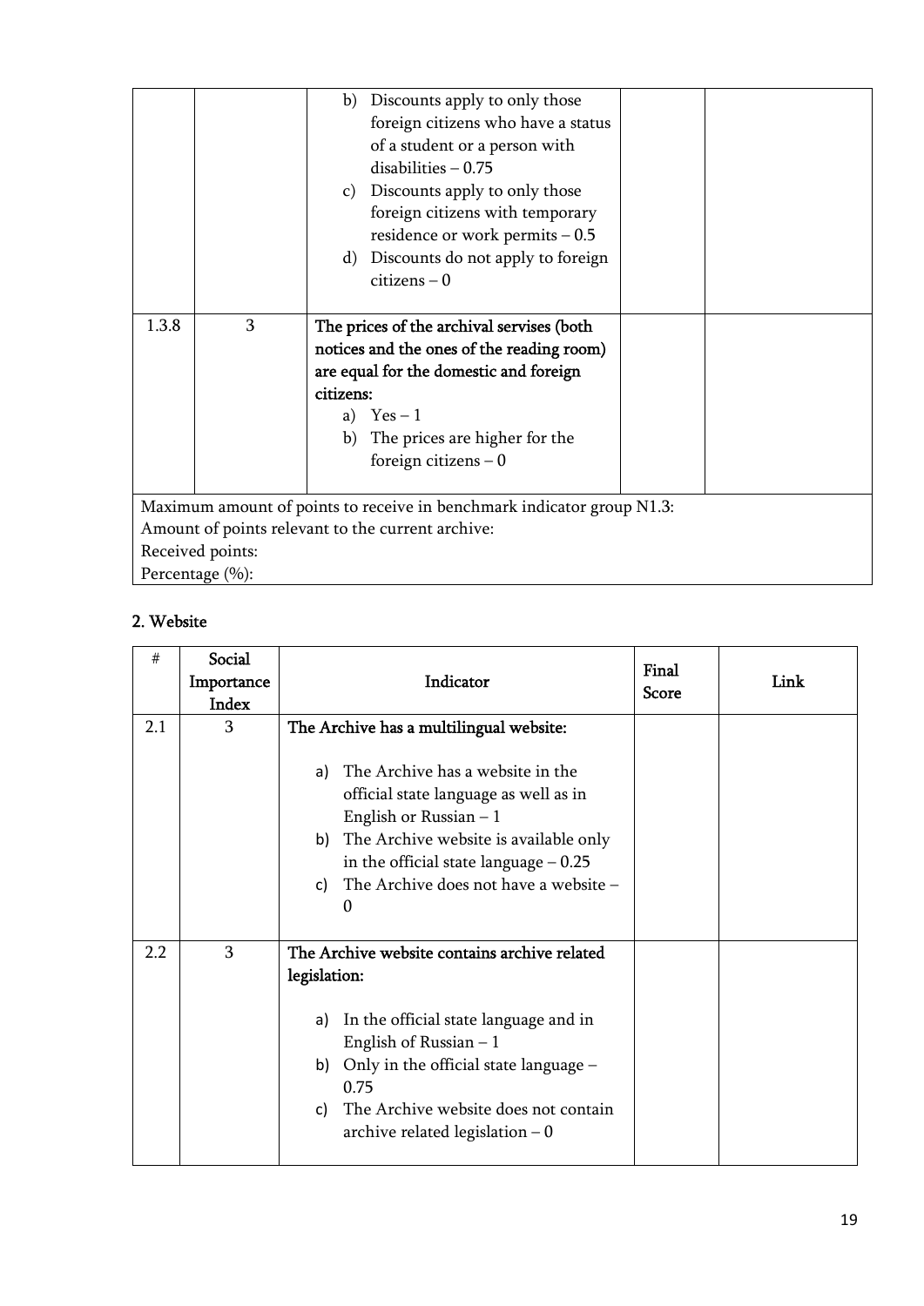| | | | | |
|---|---|---|---|---|
| | | b) Discounts apply to only those foreign citizens who have a status of a student or a person with disabilities – 0.75<br>c) Discounts apply to only those foreign citizens with temporary residence or work permits – 0.5<br>d) Discounts do not apply to foreign citizens – 0 | | |
| 1.3.8 | 3 | **The prices of the archival servises (both notices and the ones of the reading room) are equal for the domestic and foreign citizens:**<br>a) Yes – 1<br>b) The prices are higher for the foreign citizens – 0 | | |
| Maximum amount of points to receive in benchmark indicator group N1.3:<br>Amount of points relevant to the current archive:<br>Received points:<br>Percentage (%): | | | | |

## 2. Website

| # | Social Importance Index | Indicator | Final Score | Link |
|---|---|---|---|---|
| 2.1 | 3 | **The Archive has a multilingual website:**<br>a) The Archive has a website in the official state language as well as in English or Russian – 1<br>b) The Archive website is available only in the official state language – 0.25<br>c) The Archive does not have a website – 0 | | |
| 2.2 | 3 | **The Archive website contains archive related legislation:**<br>a) In the official state language and in English of Russian – 1<br>b) Only in the official state language – 0.75<br>c) The Archive website does not contain archive related legislation – 0 | | |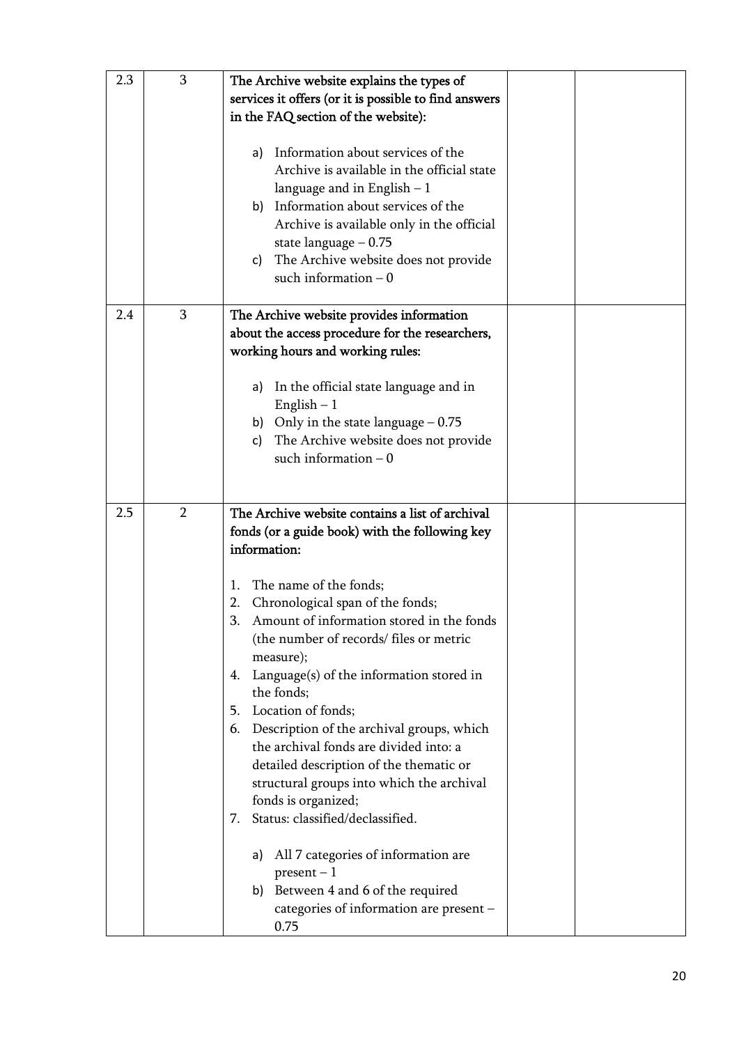| | | | | |
|---|---|---|---|---|
| 2.3 | 3 | **The Archive website explains the types of services it offers (or it is possible to find answers in the FAQ section of the website):**<br><br>a) Information about services of the Archive is available in the official state language and in English – 1<br>b) Information about services of the Archive is available only in the official state language – 0.75<br>c) The Archive website does not provide such information – 0 | | |
| 2.4 | 3 | **The Archive website provides information about the access procedure for the researchers, working hours and working rules:**<br><br>a) In the official state language and in English – 1<br>b) Only in the state language – 0.75<br>c) The Archive website does not provide such information – 0 | | |
| 2.5 | 2 | **The Archive website contains a list of archival fonds (or a guide book) with the following key information:**<br><br>1. The name of the fonds;<br>2. Chronological span of the fonds;<br>3. Amount of information stored in the fonds (the number of records/ files or metric measure);<br>4. Language(s) of the information stored in the fonds;<br>5. Location of fonds;<br>6. Description of the archival groups, which the archival fonds are divided into: a detailed description of the thematic or structural groups into which the archival fonds is organized;<br>7. Status: classified/declassified.<br><br>a) All 7 categories of information are present – 1<br>b) Between 4 and 6 of the required categories of information are present – 0.75 | | |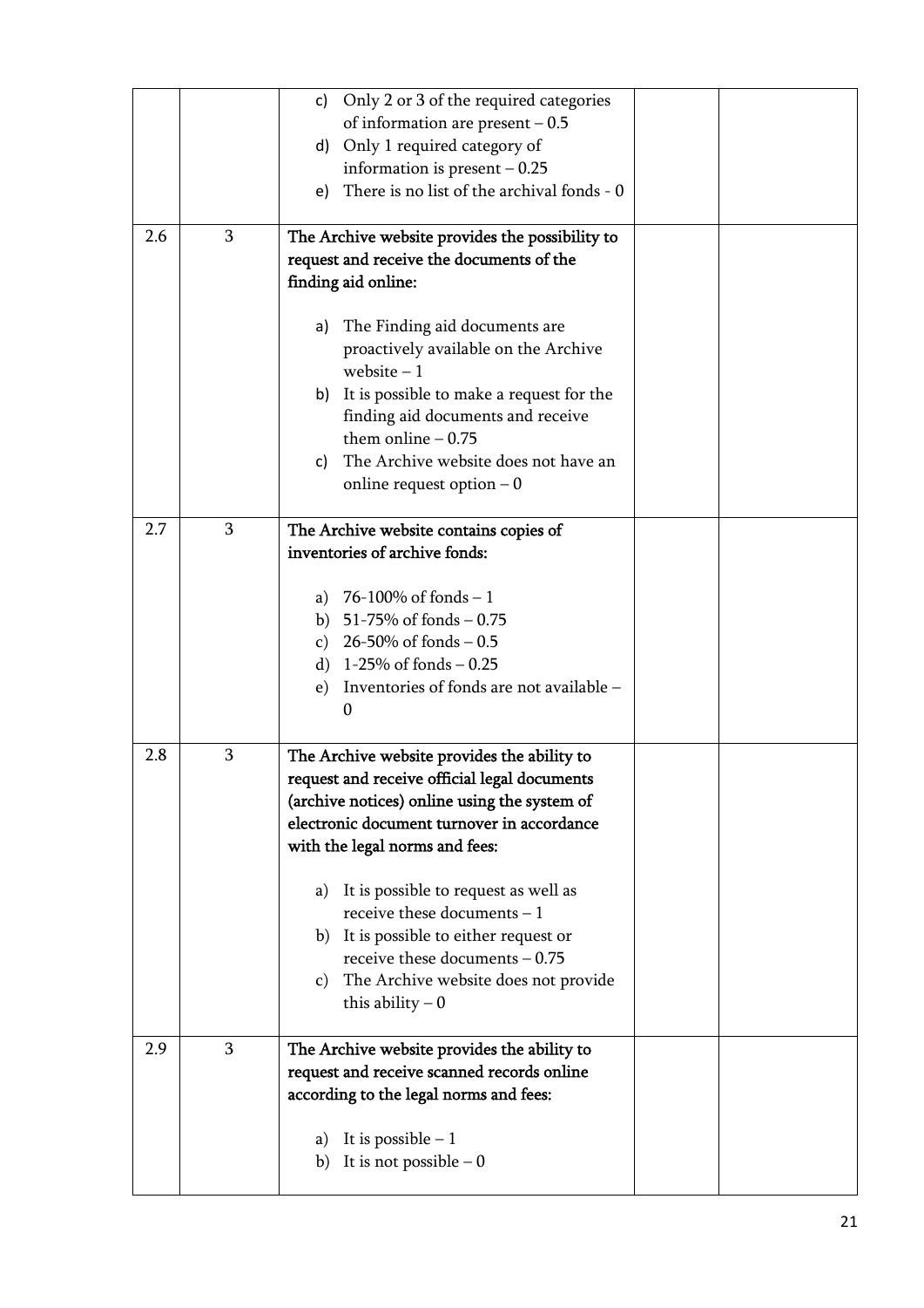| | | | | |
|---|---|---|---|---|
| | | c) Only 2 or 3 of the required categories of information are present – 0.5<br>d) Only 1 required category of information is present – 0.25<br>e) There is no list of the archival fonds - 0 | | |
| 2.6 | 3 | **The Archive website provides the possibility to request and receive the documents of the finding aid online:**<br><br>a) The Finding aid documents are proactively available on the Archive website – 1<br>b) It is possible to make a request for the finding aid documents and receive them online – 0.75<br>c) The Archive website does not have an online request option – 0 | | |
| 2.7 | 3 | **The Archive website contains copies of inventories of archive fonds:**<br><br>a) 76-100% of fonds – 1<br>b) 51-75% of fonds – 0.75<br>c) 26-50% of fonds – 0.5<br>d) 1-25% of fonds – 0.25<br>e) Inventories of fonds are not available – 0 | | |
| 2.8 | 3 | **The Archive website provides the ability to request and receive official legal documents (archive notices) online using the system of electronic document turnover in accordance with the legal norms and fees:**<br><br>a) It is possible to request as well as receive these documents – 1<br>b) It is possible to either request or receive these documents – 0.75<br>c) The Archive website does not provide this ability – 0 | | |
| 2.9 | 3 | **The Archive website provides the ability to request and receive scanned records online according to the legal norms and fees:**<br><br>a) It is possible – 1<br>b) It is not possible – 0 | | |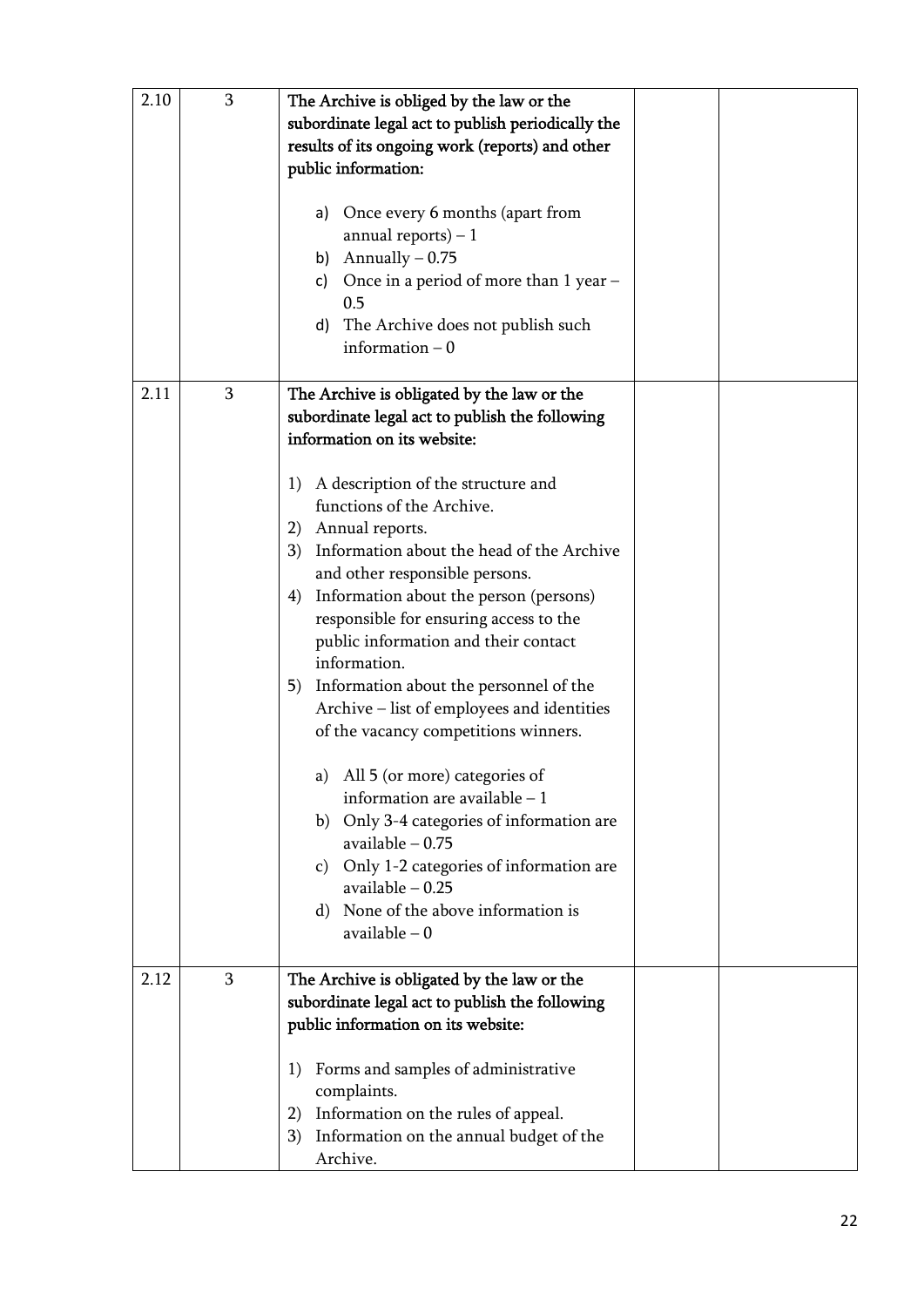| 2.10 | 3 | The Archive is obliged by the law or the subordinate legal act to publish periodically the results of its ongoing work (reports) and other public information:<br><br>a) Once every 6 months (apart from annual reports) – 1<br>b) Annually – 0.75<br>c) Once in a period of more than 1 year – 0.5<br>d) The Archive does not publish such information – 0 | | |
|---|---|---|---|---|
| 2.11 | 3 | The Archive is obligated by the law or the subordinate legal act to publish the following information on its website:<br><br>1) A description of the structure and functions of the Archive.<br>2) Annual reports.<br>3) Information about the head of the Archive and other responsible persons.<br>4) Information about the person (persons) responsible for ensuring access to the public information and their contact information.<br>5) Information about the personnel of the Archive – list of employees and identities of the vacancy competitions winners.<br><br>a) All 5 (or more) categories of information are available – 1<br>b) Only 3-4 categories of information are available – 0.75<br>c) Only 1-2 categories of information are available – 0.25<br>d) None of the above information is available – 0 | | |
| 2.12 | 3 | The Archive is obligated by the law or the subordinate legal act to publish the following public information on its website:<br><br>1) Forms and samples of administrative complaints.<br>2) Information on the rules of appeal.<br>3) Information on the annual budget of the Archive. | | |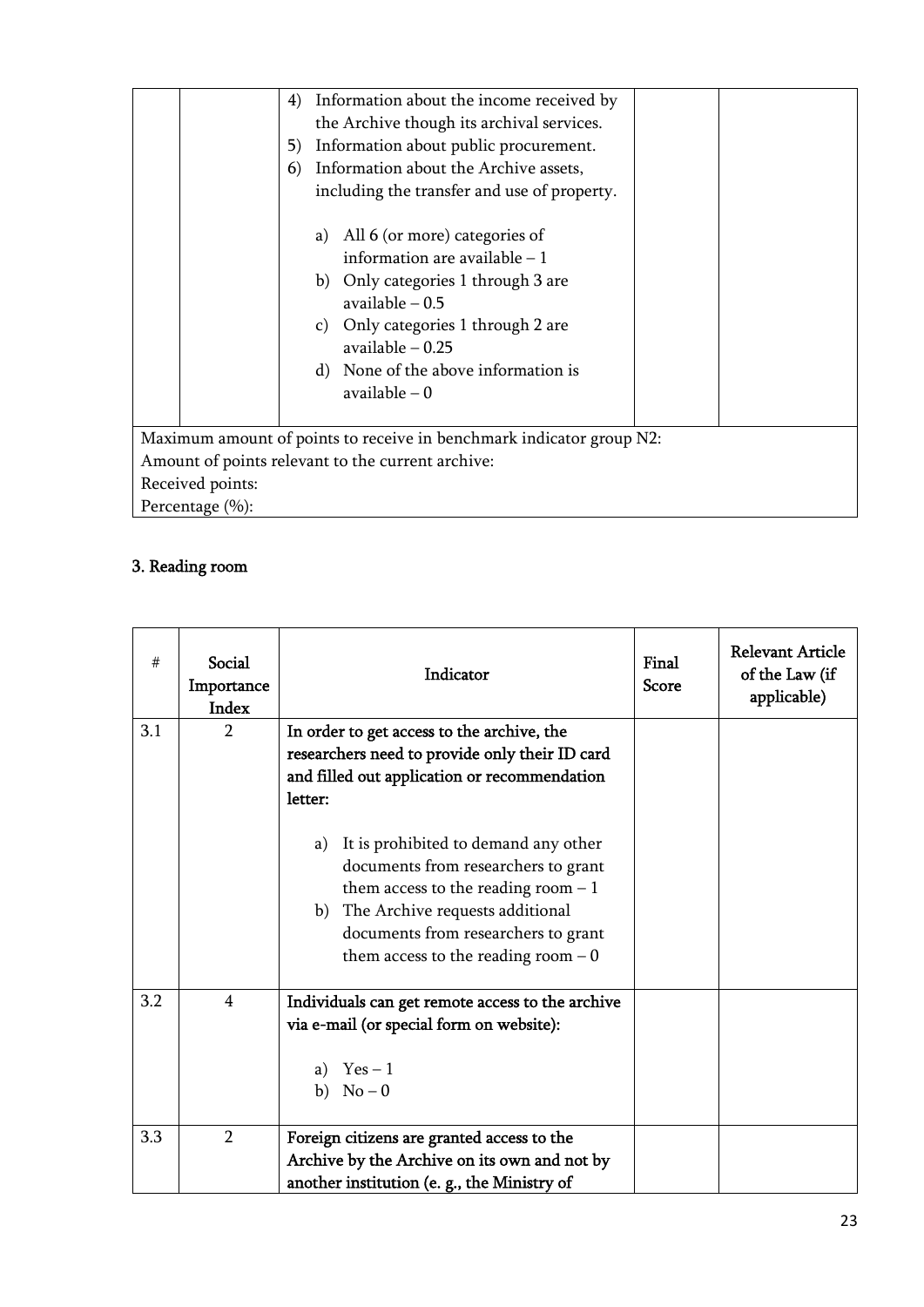| | | Indicator | | |
|---|---|---|---|---|
| | | 4) Information about the income received by the Archive though its archival services.<br>5) Information about public procurement.<br>6) Information about the Archive assets, including the transfer and use of property.<br><br>a) All 6 (or more) categories of information are available – 1<br>b) Only categories 1 through 3 are available – 0.5<br>c) Only categories 1 through 2 are available – 0.25<br>d) None of the above information is available – 0 | | |

Maximum amount of points to receive in benchmark indicator group N2:
Amount of points relevant to the current archive:
Received points:
Percentage (%):

### 3. Reading room

| # | Social Importance Index | Indicator | Final Score | Relevant Article of the Law (if applicable) |
|---|---|---|---|---|
| 3.1 | 2 | **In order to get access to the archive, the researchers need to provide only their ID card and filled out application or recommendation letter:**<br><br>a) It is prohibited to demand any other documents from researchers to grant them access to the reading room – 1<br>b) The Archive requests additional documents from researchers to grant them access to the reading room – 0 | | |
| 3.2 | 4 | **Individuals can get remote access to the archive via e-mail (or special form on website):**<br><br>a) Yes – 1<br>b) No – 0 | | |
| 3.3 | 2 | **Foreign citizens are granted access to the Archive by the Archive on its own and not by another institution (e. g., the Ministry of** | | |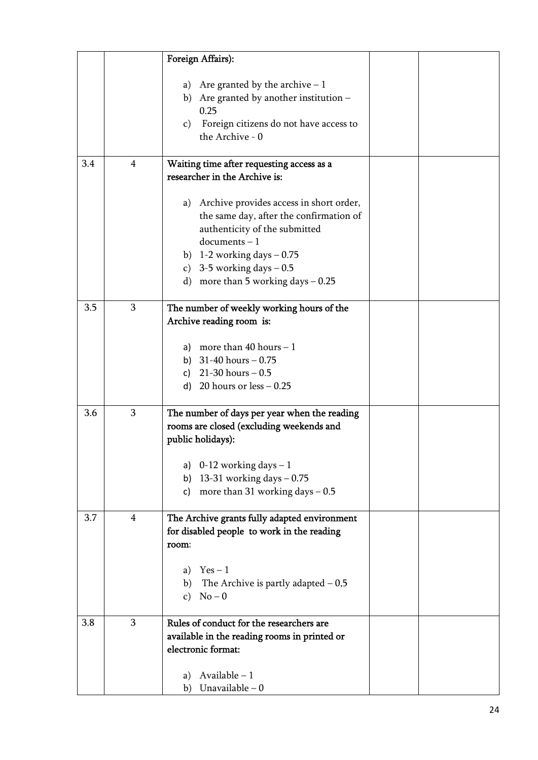|  |  |  |  |  |
|---|---|---|---|---|
|  |  | Foreign Affairs):<br><br>a) Are granted by the archive – 1<br>b) Are granted by another institution – 0.25<br>c) Foreign citizens do not have access to the Archive - 0 |  |  |
| 3.4 | 4 | Waiting time after requesting access as a researcher in the Archive is:<br><br>a) Archive provides access in short order, the same day, after the confirmation of authenticity of the submitted documents – 1<br>b) 1-2 working days – 0.75<br>c) 3-5 working days – 0.5<br>d) more than 5 working days – 0.25 |  |  |
| 3.5 | 3 | The number of weekly working hours of the Archive reading room is:<br><br>a) more than 40 hours – 1<br>b) 31-40 hours – 0.75<br>c) 21-30 hours – 0.5<br>d) 20 hours or less – 0.25 |  |  |
| 3.6 | 3 | The number of days per year when the reading rooms are closed (excluding weekends and public holidays):<br><br>a) 0-12 working days – 1<br>b) 13-31 working days – 0.75<br>c) more than 31 working days – 0.5 |  |  |
| 3.7 | 4 | The Archive grants fully adapted environment for disabled people to work in the reading room:<br><br>a) Yes – 1<br>b) The Archive is partly adapted – 0,5<br>c) No – 0 |  |  |
| 3.8 | 3 | Rules of conduct for the researchers are available in the reading rooms in printed or electronic format:<br><br>a) Available – 1<br>b) Unavailable – 0 |  |  |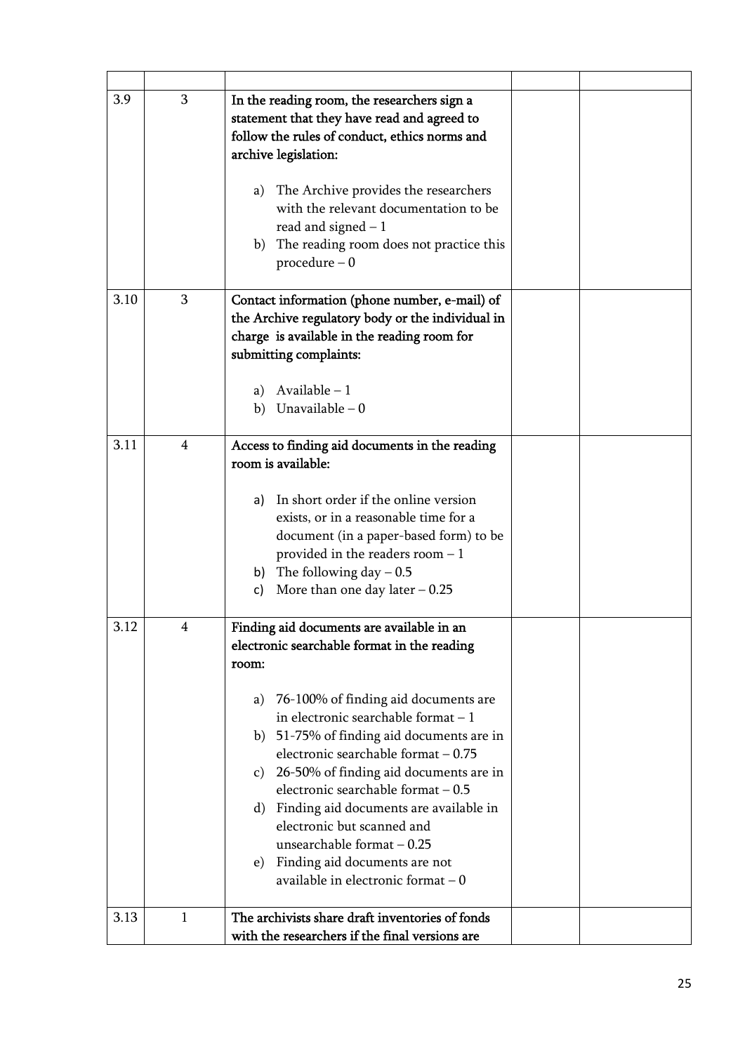| | | | | |
|---|---|---|---|---|
| 3.9 | 3 | **In the reading room, the researchers sign a statement that they have read and agreed to follow the rules of conduct, ethics norms and archive legislation:**<br><br>a) The Archive provides the researchers with the relevant documentation to be read and signed – 1<br>b) The reading room does not practice this procedure – 0 | | |
| 3.10 | 3 | **Contact information (phone number, e-mail) of the Archive regulatory body or the individual in charge is available in the reading room for submitting complaints:**<br><br>a) Available – 1<br>b) Unavailable – 0 | | |
| 3.11 | 4 | **Access to finding aid documents in the reading room is available:**<br><br>a) In short order if the online version exists, or in a reasonable time for a document (in a paper-based form) to be provided in the readers room – 1<br>b) The following day – 0.5<br>c) More than one day later – 0.25 | | |
| 3.12 | 4 | **Finding aid documents are available in an electronic searchable format in the reading room:**<br><br>a) 76-100% of finding aid documents are in electronic searchable format – 1<br>b) 51-75% of finding aid documents are in electronic searchable format – 0.75<br>c) 26-50% of finding aid documents are in electronic searchable format – 0.5<br>d) Finding aid documents are available in electronic but scanned and unsearchable format – 0.25<br>e) Finding aid documents are not available in electronic format – 0 | | |
| 3.13 | 1 | **The archivists share draft inventories of fonds with the researchers if the final versions are** | | |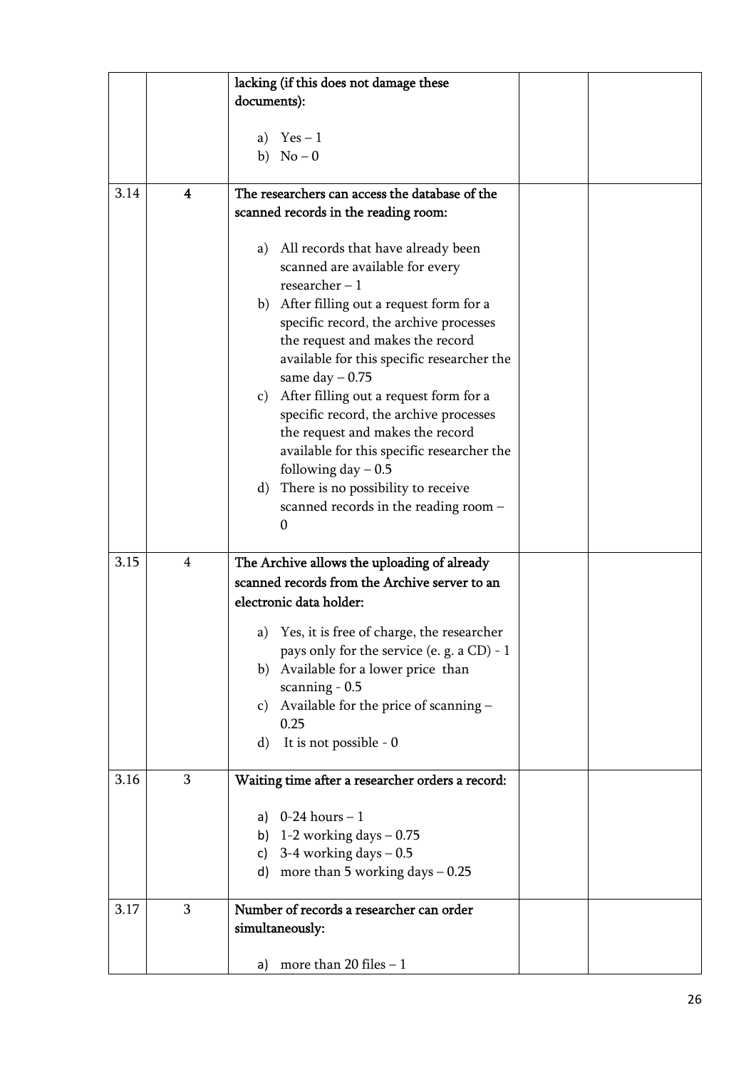| | | | | |
|---|---|---|---|---|
| | | lacking (if this does not damage these documents):<br><br>a) Yes – 1<br>b) No – 0 | | |
| 3.14 | **4** | **The researchers can access the database of the scanned records in the reading room:**<br><br>a) All records that have already been scanned are available for every researcher – 1<br>b) After filling out a request form for a specific record, the archive processes the request and makes the record available for this specific researcher the same day – 0.75<br>c) After filling out a request form for a specific record, the archive processes the request and makes the record available for this specific researcher the following day – 0.5<br>d) There is no possibility to receive scanned records in the reading room – 0 | | |
| 3.15 | 4 | **The Archive allows the uploading of already scanned records from the Archive server to an electronic data holder:**<br><br>a) Yes, it is free of charge, the researcher pays only for the service (e. g. a CD) - 1<br>b) Available for a lower price than scanning - 0.5<br>c) Available for the price of scanning – 0.25<br>d) It is not possible - 0 | | |
| 3.16 | 3 | **Waiting time after a researcher orders a record:**<br><br>a) 0-24 hours – 1<br>b) 1-2 working days – 0.75<br>c) 3-4 working days – 0.5<br>d) more than 5 working days – 0.25 | | |
| 3.17 | 3 | **Number of records a researcher can order simultaneously:**<br><br>a) more than 20 files – 1 | | |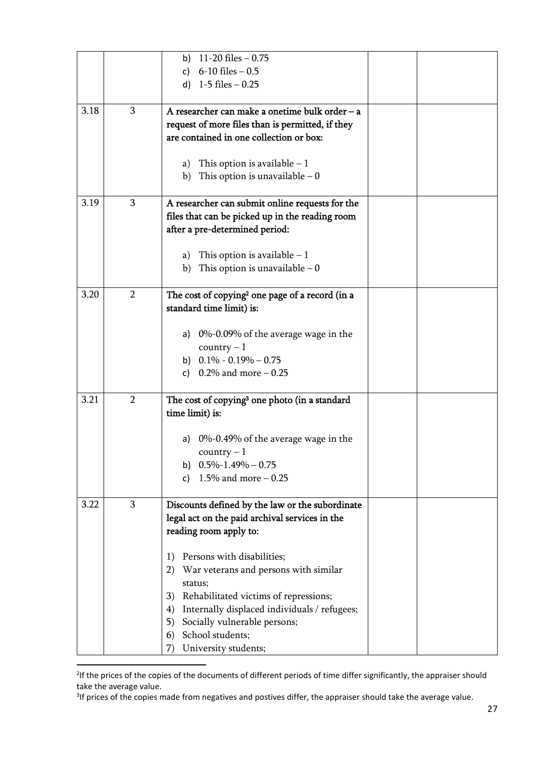| | | | | |
|---|---|---|---|---|
| | | b) 11-20 files – 0.75<br>c) 6-10 files – 0.5<br>d) 1-5 files – 0.25 | | |
| 3.18 | 3 | A researcher can make a onetime bulk order – a request of more files than is permitted, if they are contained in one collection or box:<br><br>a) This option is available – 1<br>b) This option is unavailable – 0 | | |
| 3.19 | 3 | A researcher can submit online requests for the files that can be picked up in the reading room after a pre-determined period:<br><br>a) This option is available – 1<br>b) This option is unavailable – 0 | | |
| 3.20 | 2 | The cost of copying[2] one page of a record (in a standard time limit) is:<br><br>a) 0%-0.09% of the average wage in the country – 1<br>b) 0.1% - 0.19% – 0.75<br>c) 0.2% and more – 0.25 | | |
| 3.21 | 2 | The cost of copying[3] one photo (in a standard time limit) is:<br><br>a) 0%-0.49% of the average wage in the country – 1<br>b) 0.5%-1.49% – 0.75<br>c) 1.5% and more – 0.25 | | |
| 3.22 | 3 | Discounts defined by the law or the subordinate legal act on the paid archival services in the reading room apply to:<br><br>1) Persons with disabilities;<br>2) War veterans and persons with similar status;<br>3) Rehabilitated victims of repressions;<br>4) Internally displaced individuals / refugees;<br>5) Socially vulnerable persons;<br>6) School students;<br>7) University students; | | |

[2] If the prices of the copies of the documents of different periods of time differ significantly, the appraiser should take the average value.

[3] If prices of the copies made from negatives and postives differ, the appraiser should take the average value.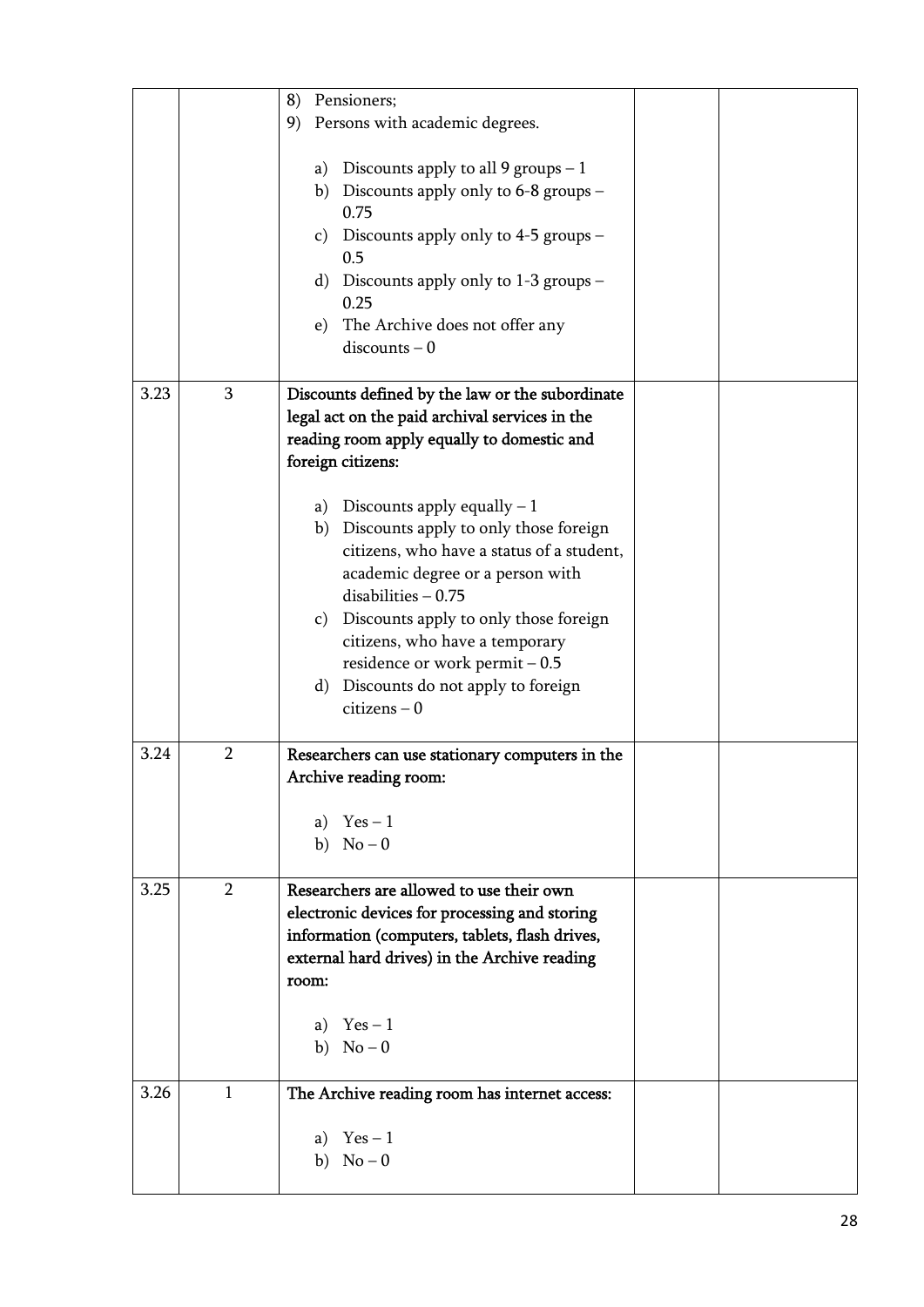| | | | | |
|---|---|---|---|---|
| | | 8) Pensioners;<br>9) Persons with academic degrees.<br><br>a) Discounts apply to all 9 groups – 1<br>b) Discounts apply only to 6-8 groups – 0.75<br>c) Discounts apply only to 4-5 groups – 0.5<br>d) Discounts apply only to 1-3 groups – 0.25<br>e) The Archive does not offer any discounts – 0 | | |
| 3.23 | 3 | **Discounts defined by the law or the subordinate legal act on the paid archival services in the reading room apply equally to domestic and foreign citizens:**<br><br>a) Discounts apply equally – 1<br>b) Discounts apply to only those foreign citizens, who have a status of a student, academic degree or a person with disabilities – 0.75<br>c) Discounts apply to only those foreign citizens, who have a temporary residence or work permit – 0.5<br>d) Discounts do not apply to foreign citizens – 0 | | |
| 3.24 | 2 | **Researchers can use stationary computers in the Archive reading room:**<br><br>a) Yes – 1<br>b) No – 0 | | |
| 3.25 | 2 | **Researchers are allowed to use their own electronic devices for processing and storing information (computers, tablets, flash drives, external hard drives) in the Archive reading room:**<br><br>a) Yes – 1<br>b) No – 0 | | |
| 3.26 | 1 | **The Archive reading room has internet access:**<br><br>a) Yes – 1<br>b) No – 0 | | |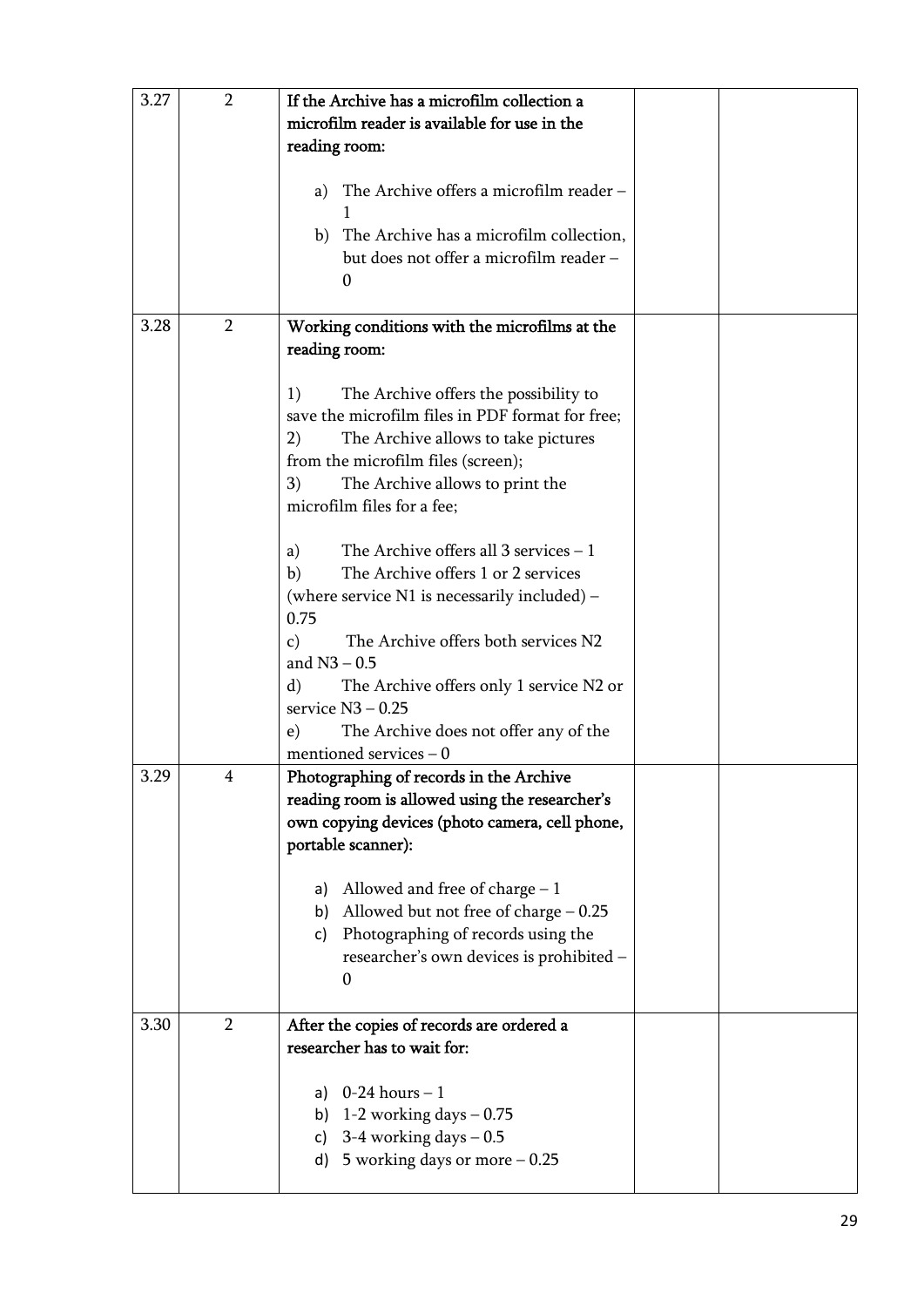| 3.27 | 2 | **If the Archive has a microfilm collection a microfilm reader is available for use in the reading room:**<br><br>a) The Archive offers a microfilm reader – 1<br>b) The Archive has a microfilm collection, but does not offer a microfilm reader – 0 | | |
|---|---|---|---|---|
| 3.28 | 2 | **Working conditions with the microfilms at the reading room:**<br><br>1) The Archive offers the possibility to save the microfilm files in PDF format for free;<br>2) The Archive allows to take pictures from the microfilm files (screen);<br>3) The Archive allows to print the microfilm files for a fee;<br><br>a) The Archive offers all 3 services – 1<br>b) The Archive offers 1 or 2 services (where service N1 is necessarily included) – 0.75<br>c) The Archive offers both services N2 and N3 – 0.5<br>d) The Archive offers only 1 service N2 or service N3 – 0.25<br>e) The Archive does not offer any of the mentioned services – 0 | | |
| 3.29 | 4 | **Photographing of records in the Archive reading room is allowed using the researcher's own copying devices (photo camera, cell phone, portable scanner):**<br><br>a) Allowed and free of charge – 1<br>b) Allowed but not free of charge – 0.25<br>c) Photographing of records using the researcher's own devices is prohibited – 0 | | |
| 3.30 | 2 | **After the copies of records are ordered a researcher has to wait for:**<br><br>a) 0-24 hours – 1<br>b) 1-2 working days – 0.75<br>c) 3-4 working days – 0.5<br>d) 5 working days or more – 0.25 | | |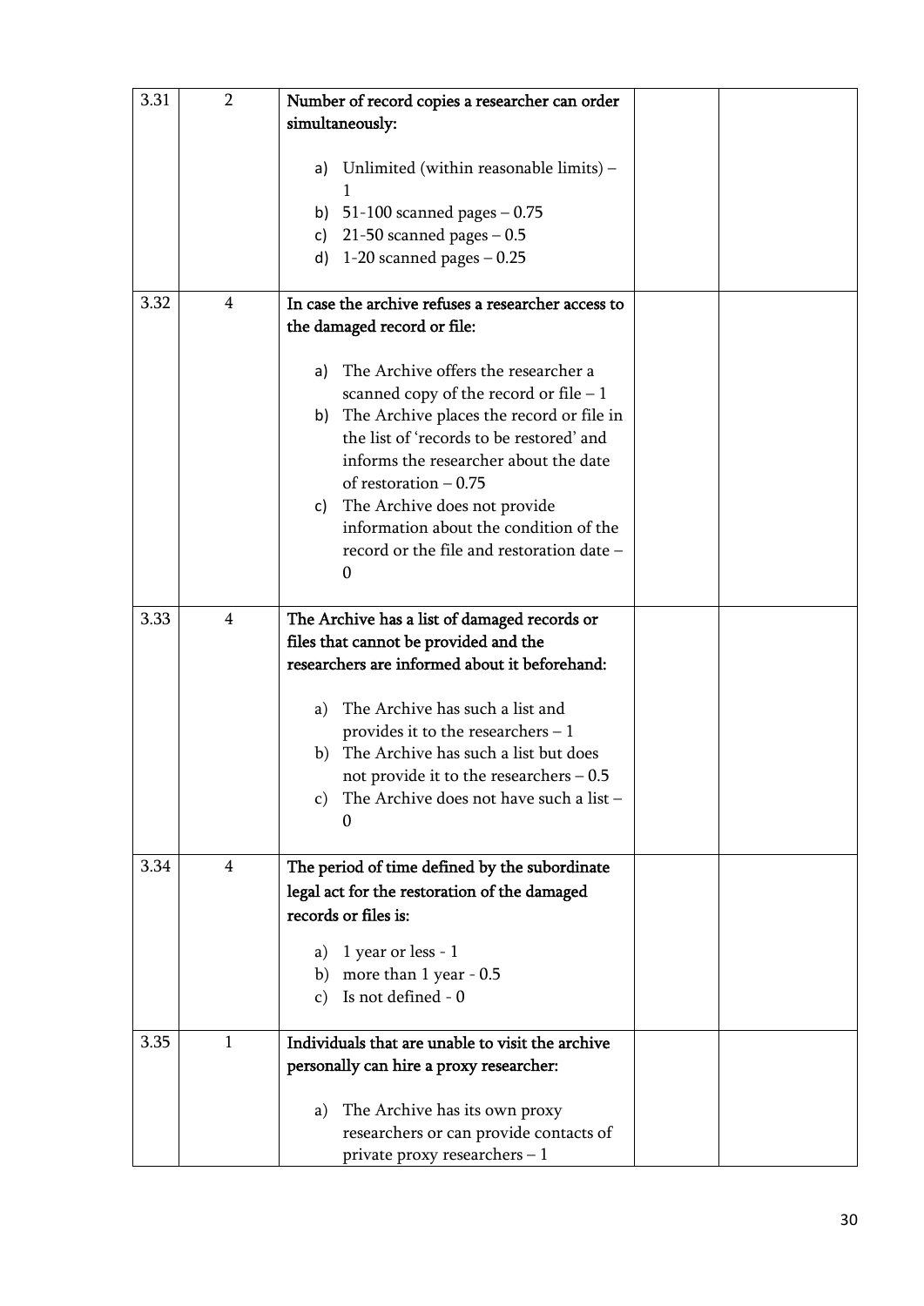| 3.31 | 2 | **Number of record copies a researcher can order simultaneously:**<br><br>a) Unlimited (within reasonable limits) – 1<br>b) 51-100 scanned pages – 0.75<br>c) 21-50 scanned pages – 0.5<br>d) 1-20 scanned pages – 0.25 | | |
|---|---|---|---|---|
| 3.32 | 4 | **In case the archive refuses a researcher access to the damaged record or file:**<br><br>a) The Archive offers the researcher a scanned copy of the record or file – 1<br>b) The Archive places the record or file in the list of 'records to be restored' and informs the researcher about the date of restoration – 0.75<br>c) The Archive does not provide information about the condition of the record or the file and restoration date – 0 | | |
| 3.33 | 4 | **The Archive has a list of damaged records or files that cannot be provided and the researchers are informed about it beforehand:**<br><br>a) The Archive has such a list and provides it to the researchers – 1<br>b) The Archive has such a list but does not provide it to the researchers – 0.5<br>c) The Archive does not have such a list – 0 | | |
| 3.34 | 4 | **The period of time defined by the subordinate legal act for the restoration of the damaged records or files is:**<br><br>a) 1 year or less - 1<br>b) more than 1 year - 0.5<br>c) Is not defined - 0 | | |
| 3.35 | 1 | **Individuals that are unable to visit the archive personally can hire a proxy researcher:**<br><br>a) The Archive has its own proxy researchers or can provide contacts of private proxy researchers – 1 | | |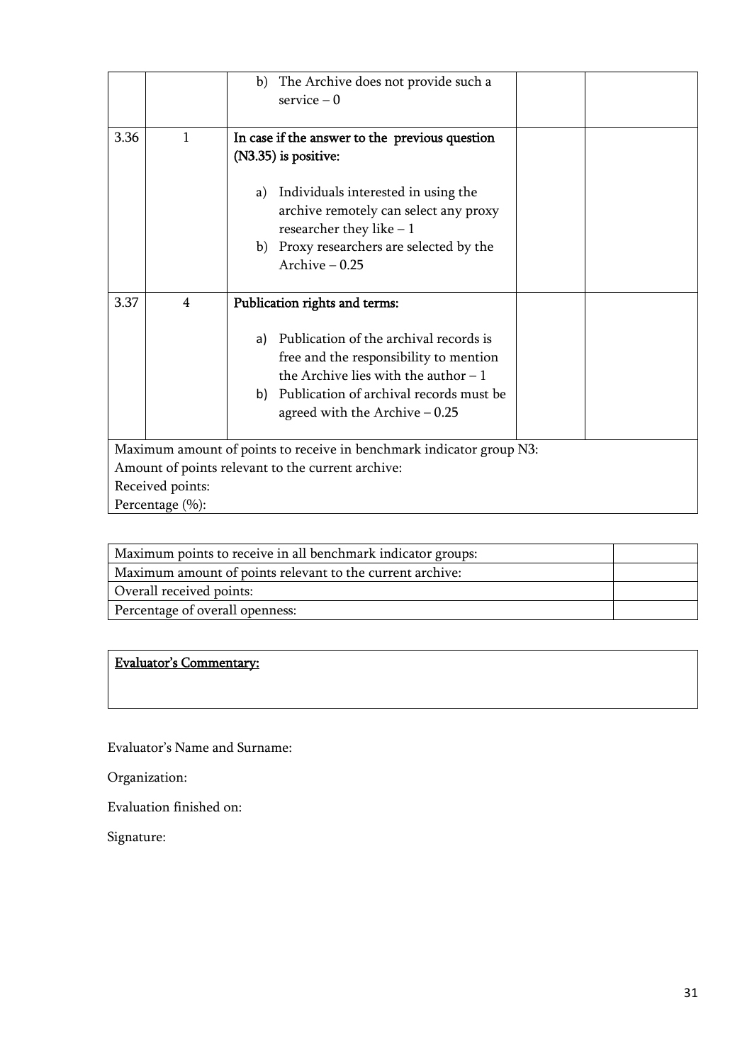| | | | | |
|---|---|---|---|---|
| | | b) The Archive does not provide such a service – 0 | | |
| 3.36 | 1 | **In case if the answer to the previous question (N3.35) is positive:**<br><br>a) Individuals interested in using the archive remotely can select any proxy researcher they like – 1<br>b) Proxy researchers are selected by the Archive – 0.25 | | |
| 3.37 | 4 | **Publication rights and terms:**<br><br>a) Publication of the archival records is free and the responsibility to mention the Archive lies with the author – 1<br>b) Publication of archival records must be agreed with the Archive – 0.25 | | |
| Maximum amount of points to receive in benchmark indicator group N3:<br>Amount of points relevant to the current archive:<br>Received points:<br>Percentage (%): | | | | |

| | |
|---|---|
| Maximum points to receive in all benchmark indicator groups: | |
| Maximum amount of points relevant to the current archive: | |
| Overall received points: | |
| Percentage of overall openness: | |

| |
|---|
| **Evaluator's Commentary:** |

Evaluator's Name and Surname:

Organization:

Evaluation finished on:

Signature: